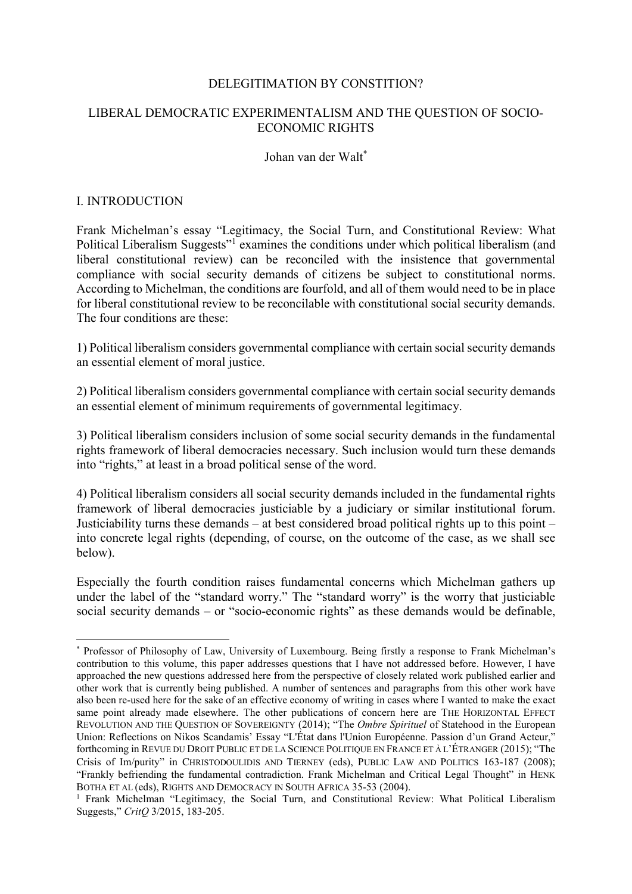DELEGITIMATION BY CONSTITION?

# LIBERAL DEMOCRATIC EXPERIMENTALISM AND THE QUESTION OF SOCIO-ECONOMIC RIGHTS

Johan van der Walt[*]

## I. INTRODUCTION

Frank Michelman's essay "Legitimacy, the Social Turn, and Constitutional Review: What Political Liberalism Suggests"[1] examines the conditions under which political liberalism (and liberal constitutional review) can be reconciled with the insistence that governmental compliance with social security demands of citizens be subject to constitutional norms. According to Michelman, the conditions are fourfold, and all of them would need to be in place for liberal constitutional review to be reconcilable with constitutional social security demands. The four conditions are these:

1) Political liberalism considers governmental compliance with certain social security demands an essential element of moral justice.

2) Political liberalism considers governmental compliance with certain social security demands an essential element of minimum requirements of governmental legitimacy.

3) Political liberalism considers inclusion of some social security demands in the fundamental rights framework of liberal democracies necessary. Such inclusion would turn these demands into "rights," at least in a broad political sense of the word.

4) Political liberalism considers all social security demands included in the fundamental rights framework of liberal democracies justiciable by a judiciary or similar institutional forum. Justiciability turns these demands – at best considered broad political rights up to this point – into concrete legal rights (depending, of course, on the outcome of the case, as we shall see below).

Especially the fourth condition raises fundamental concerns which Michelman gathers up under the label of the "standard worry." The "standard worry" is the worry that justiciable social security demands – or "socio-economic rights" as these demands would be definable,

---

[*] Professor of Philosophy of Law, University of Luxembourg. Being firstly a response to Frank Michelman's contribution to this volume, this paper addresses questions that I have not addressed before. However, I have approached the new questions addressed here from the perspective of closely related work published earlier and other work that is currently being published. A number of sentences and paragraphs from this other work have also been re-used here for the sake of an effective economy of writing in cases where I wanted to make the exact same point already made elsewhere. The other publications of concern here are THE HORIZONTAL EFFECT REVOLUTION AND THE QUESTION OF SOVEREIGNTY (2014); "The *Ombre Spirituel* of Statehood in the European Union: Reflections on Nikos Scandamis' Essay "L'État dans l'Union Européenne. Passion d'un Grand Acteur," forthcoming in REVUE DU DROIT PUBLIC ET DE LA SCIENCE POLITIQUE EN FRANCE ET À L'ÉTRANGER (2015); "The Crisis of Im/purity" in CHRISTODOULIDIS AND TIERNEY (eds), PUBLIC LAW AND POLITICS 163-187 (2008); "Frankly befriending the fundamental contradiction. Frank Michelman and Critical Legal Thought" in HENK BOTHA ET AL (eds), RIGHTS AND DEMOCRACY IN SOUTH AFRICA 35-53 (2004).

[1] Frank Michelman "Legitimacy, the Social Turn, and Constitutional Review: What Political Liberalism Suggests," *CritQ* 3/2015, 183-205.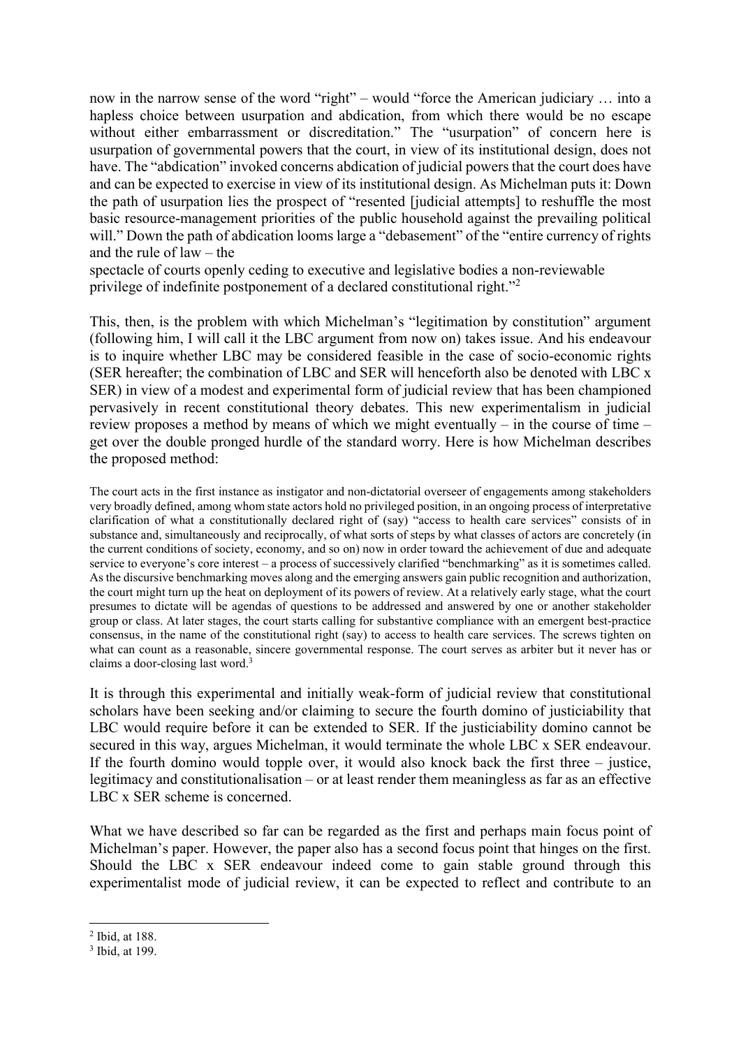now in the narrow sense of the word "right" – would "force the American judiciary … into a hapless choice between usurpation and abdication, from which there would be no escape without either embarrassment or discreditation." The "usurpation" of concern here is usurpation of governmental powers that the court, in view of its institutional design, does not have. The "abdication" invoked concerns abdication of judicial powers that the court does have and can be expected to exercise in view of its institutional design. As Michelman puts it: Down the path of usurpation lies the prospect of "resented [judicial attempts] to reshuffle the most basic resource-management priorities of the public household against the prevailing political will." Down the path of abdication looms large a "debasement" of the "entire currency of rights and the rule of law – the spectacle of courts openly ceding to executive and legislative bodies a non-reviewable privilege of indefinite postponement of a declared constitutional right."[2]

This, then, is the problem with which Michelman's "legitimation by constitution" argument (following him, I will call it the LBC argument from now on) takes issue. And his endeavour is to inquire whether LBC may be considered feasible in the case of socio-economic rights (SER hereafter; the combination of LBC and SER will henceforth also be denoted with LBC x SER) in view of a modest and experimental form of judicial review that has been championed pervasively in recent constitutional theory debates. This new experimentalism in judicial review proposes a method by means of which we might eventually – in the course of time – get over the double pronged hurdle of the standard worry. Here is how Michelman describes the proposed method:

> The court acts in the first instance as instigator and non-dictatorial overseer of engagements among stakeholders very broadly defined, among whom state actors hold no privileged position, in an ongoing process of interpretative clarification of what a constitutionally declared right of (say) "access to health care services" consists of in substance and, simultaneously and reciprocally, of what sorts of steps by what classes of actors are concretely (in the current conditions of society, economy, and so on) now in order toward the achievement of due and adequate service to everyone's core interest – a process of successively clarified "benchmarking" as it is sometimes called. As the discursive benchmarking moves along and the emerging answers gain public recognition and authorization, the court might turn up the heat on deployment of its powers of review. At a relatively early stage, what the court presumes to dictate will be agendas of questions to be addressed and answered by one or another stakeholder group or class. At later stages, the court starts calling for substantive compliance with an emergent best-practice consensus, in the name of the constitutional right (say) to access to health care services. The screws tighten on what can count as a reasonable, sincere governmental response. The court serves as arbiter but it never has or claims a door-closing last word.[3]

It is through this experimental and initially weak-form of judicial review that constitutional scholars have been seeking and/or claiming to secure the fourth domino of justiciability that LBC would require before it can be extended to SER. If the justiciability domino cannot be secured in this way, argues Michelman, it would terminate the whole LBC x SER endeavour. If the fourth domino would topple over, it would also knock back the first three – justice, legitimacy and constitutionalisation – or at least render them meaningless as far as an effective LBC x SER scheme is concerned.

What we have described so far can be regarded as the first and perhaps main focus point of Michelman's paper. However, the paper also has a second focus point that hinges on the first. Should the LBC x SER endeavour indeed come to gain stable ground through this experimentalist mode of judicial review, it can be expected to reflect and contribute to an

[2] Ibid, at 188.

[3] Ibid, at 199.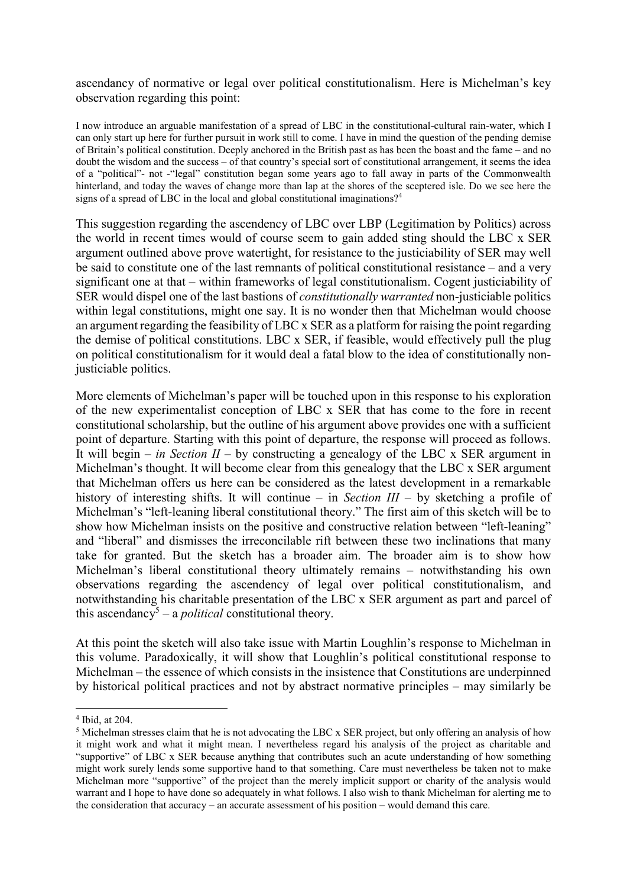ascendancy of normative or legal over political constitutionalism. Here is Michelman's key observation regarding this point:

> I now introduce an arguable manifestation of a spread of LBC in the constitutional-cultural rain-water, which I can only start up here for further pursuit in work still to come. I have in mind the question of the pending demise of Britain's political constitution. Deeply anchored in the British past as has been the boast and the fame – and no doubt the wisdom and the success – of that country's special sort of constitutional arrangement, it seems the idea of a "political"- not -"legal" constitution began some years ago to fall away in parts of the Commonwealth hinterland, and today the waves of change more than lap at the shores of the sceptered isle. Do we see here the signs of a spread of LBC in the local and global constitutional imaginations?[4]

This suggestion regarding the ascendency of LBC over LBP (Legitimation by Politics) across the world in recent times would of course seem to gain added sting should the LBC x SER argument outlined above prove watertight, for resistance to the justiciability of SER may well be said to constitute one of the last remnants of political constitutional resistance – and a very significant one at that – within frameworks of legal constitutionalism. Cogent justiciability of SER would dispel one of the last bastions of *constitutionally warranted* non-justiciable politics within legal constitutions, might one say. It is no wonder then that Michelman would choose an argument regarding the feasibility of LBC x SER as a platform for raising the point regarding the demise of political constitutions. LBC x SER, if feasible, would effectively pull the plug on political constitutionalism for it would deal a fatal blow to the idea of constitutionally non-justiciable politics.

More elements of Michelman's paper will be touched upon in this response to his exploration of the new experimentalist conception of LBC x SER that has come to the fore in recent constitutional scholarship, but the outline of his argument above provides one with a sufficient point of departure. Starting with this point of departure, the response will proceed as follows. It will begin – *in Section II* – by constructing a genealogy of the LBC x SER argument in Michelman's thought. It will become clear from this genealogy that the LBC x SER argument that Michelman offers us here can be considered as the latest development in a remarkable history of interesting shifts. It will continue – in *Section III* – by sketching a profile of Michelman's "left-leaning liberal constitutional theory." The first aim of this sketch will be to show how Michelman insists on the positive and constructive relation between "left-leaning" and "liberal" and dismisses the irreconcilable rift between these two inclinations that many take for granted. But the sketch has a broader aim. The broader aim is to show how Michelman's liberal constitutional theory ultimately remains – notwithstanding his own observations regarding the ascendency of legal over political constitutionalism, and notwithstanding his charitable presentation of the LBC x SER argument as part and parcel of this ascendancy[5] – a *political* constitutional theory.

At this point the sketch will also take issue with Martin Loughlin's response to Michelman in this volume. Paradoxically, it will show that Loughlin's political constitutional response to Michelman – the essence of which consists in the insistence that Constitutions are underpinned by historical political practices and not by abstract normative principles – may similarly be

[4] Ibid, at 204.

[5] Michelman stresses claim that he is not advocating the LBC x SER project, but only offering an analysis of how it might work and what it might mean. I nevertheless regard his analysis of the project as charitable and "supportive" of LBC x SER because anything that contributes such an acute understanding of how something might work surely lends some supportive hand to that something. Care must nevertheless be taken not to make Michelman more "supportive" of the project than the merely implicit support or charity of the analysis would warrant and I hope to have done so adequately in what follows. I also wish to thank Michelman for alerting me to the consideration that accuracy – an accurate assessment of his position – would demand this care.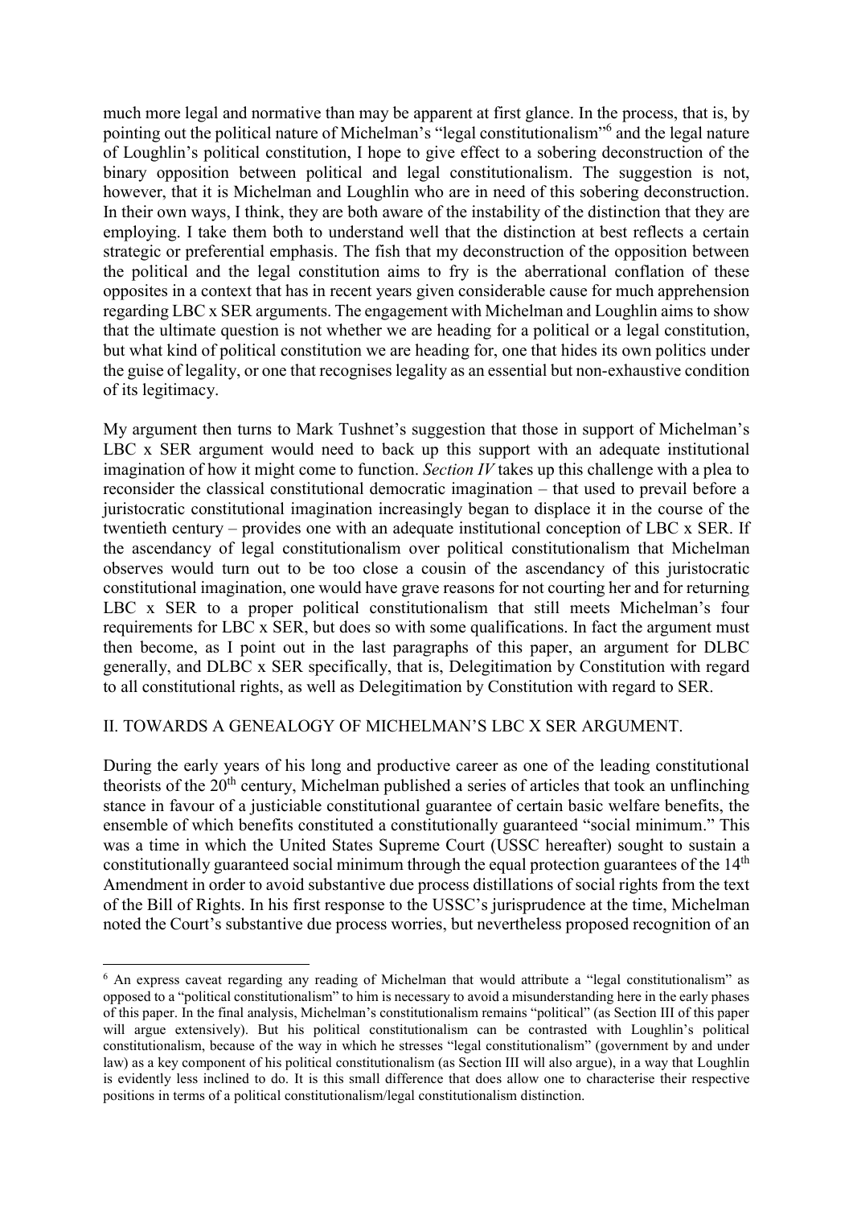much more legal and normative than may be apparent at first glance. In the process, that is, by pointing out the political nature of Michelman's "legal constitutionalism"[6] and the legal nature of Loughlin's political constitution, I hope to give effect to a sobering deconstruction of the binary opposition between political and legal constitutionalism. The suggestion is not, however, that it is Michelman and Loughlin who are in need of this sobering deconstruction. In their own ways, I think, they are both aware of the instability of the distinction that they are employing. I take them both to understand well that the distinction at best reflects a certain strategic or preferential emphasis. The fish that my deconstruction of the opposition between the political and the legal constitution aims to fry is the aberrational conflation of these opposites in a context that has in recent years given considerable cause for much apprehension regarding LBC x SER arguments. The engagement with Michelman and Loughlin aims to show that the ultimate question is not whether we are heading for a political or a legal constitution, but what kind of political constitution we are heading for, one that hides its own politics under the guise of legality, or one that recognises legality as an essential but non-exhaustive condition of its legitimacy.

My argument then turns to Mark Tushnet's suggestion that those in support of Michelman's LBC x SER argument would need to back up this support with an adequate institutional imagination of how it might come to function. *Section IV* takes up this challenge with a plea to reconsider the classical constitutional democratic imagination – that used to prevail before a juristocratic constitutional imagination increasingly began to displace it in the course of the twentieth century – provides one with an adequate institutional conception of LBC x SER. If the ascendancy of legal constitutionalism over political constitutionalism that Michelman observes would turn out to be too close a cousin of the ascendancy of this juristocratic constitutional imagination, one would have grave reasons for not courting her and for returning LBC x SER to a proper political constitutionalism that still meets Michelman's four requirements for LBC x SER, but does so with some qualifications. In fact the argument must then become, as I point out in the last paragraphs of this paper, an argument for DLBC generally, and DLBC x SER specifically, that is, Delegitimation by Constitution with regard to all constitutional rights, as well as Delegitimation by Constitution with regard to SER.

## II. TOWARDS A GENEALOGY OF MICHELMAN'S LBC X SER ARGUMENT.

During the early years of his long and productive career as one of the leading constitutional theorists of the 20th century, Michelman published a series of articles that took an unflinching stance in favour of a justiciable constitutional guarantee of certain basic welfare benefits, the ensemble of which benefits constituted a constitutionally guaranteed "social minimum." This was a time in which the United States Supreme Court (USSC hereafter) sought to sustain a constitutionally guaranteed social minimum through the equal protection guarantees of the 14th Amendment in order to avoid substantive due process distillations of social rights from the text of the Bill of Rights. In his first response to the USSC's jurisprudence at the time, Michelman noted the Court's substantive due process worries, but nevertheless proposed recognition of an

---

[6] An express caveat regarding any reading of Michelman that would attribute a "legal constitutionalism" as opposed to a "political constitutionalism" to him is necessary to avoid a misunderstanding here in the early phases of this paper. In the final analysis, Michelman's constitutionalism remains "political" (as Section III of this paper will argue extensively). But his political constitutionalism can be contrasted with Loughlin's political constitutionalism, because of the way in which he stresses "legal constitutionalism" (government by and under law) as a key component of his political constitutionalism (as Section III will also argue), in a way that Loughlin is evidently less inclined to do. It is this small difference that does allow one to characterise their respective positions in terms of a political constitutionalism/legal constitutionalism distinction.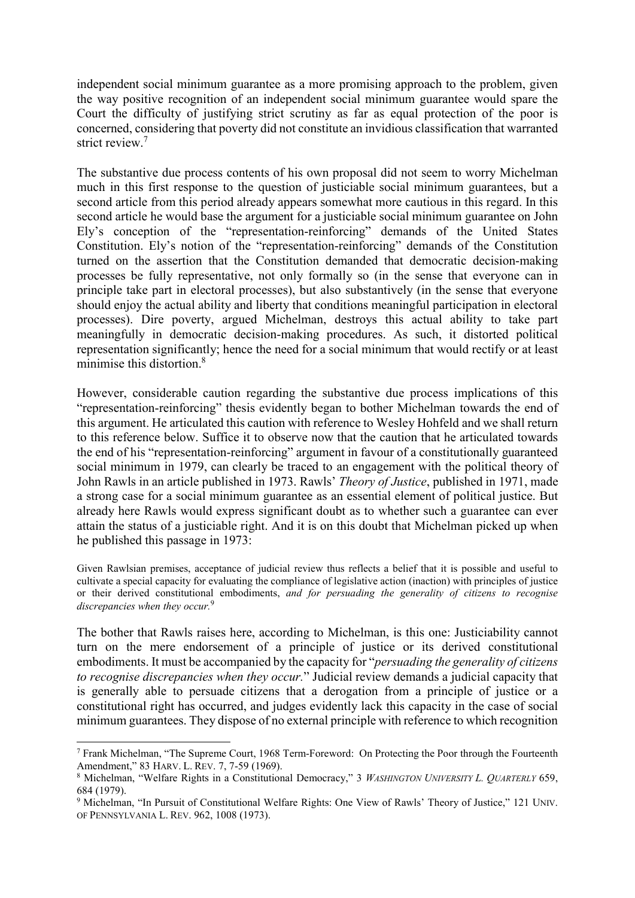independent social minimum guarantee as a more promising approach to the problem, given the way positive recognition of an independent social minimum guarantee would spare the Court the difficulty of justifying strict scrutiny as far as equal protection of the poor is concerned, considering that poverty did not constitute an invidious classification that warranted strict review.[7]

The substantive due process contents of his own proposal did not seem to worry Michelman much in this first response to the question of justiciable social minimum guarantees, but a second article from this period already appears somewhat more cautious in this regard. In this second article he would base the argument for a justiciable social minimum guarantee on John Ely's conception of the "representation-reinforcing" demands of the United States Constitution. Ely's notion of the "representation-reinforcing" demands of the Constitution turned on the assertion that the Constitution demanded that democratic decision-making processes be fully representative, not only formally so (in the sense that everyone can in principle take part in electoral processes), but also substantively (in the sense that everyone should enjoy the actual ability and liberty that conditions meaningful participation in electoral processes). Dire poverty, argued Michelman, destroys this actual ability to take part meaningfully in democratic decision-making procedures. As such, it distorted political representation significantly; hence the need for a social minimum that would rectify or at least minimise this distortion.[8]

However, considerable caution regarding the substantive due process implications of this "representation-reinforcing" thesis evidently began to bother Michelman towards the end of this argument. He articulated this caution with reference to Wesley Hohfeld and we shall return to this reference below. Suffice it to observe now that the caution that he articulated towards the end of his "representation-reinforcing" argument in favour of a constitutionally guaranteed social minimum in 1979, can clearly be traced to an engagement with the political theory of John Rawls in an article published in 1973. Rawls' *Theory of Justice*, published in 1971, made a strong case for a social minimum guarantee as an essential element of political justice. But already here Rawls would express significant doubt as to whether such a guarantee can ever attain the status of a justiciable right. And it is on this doubt that Michelman picked up when he published this passage in 1973:

> Given Rawlsian premises, acceptance of judicial review thus reflects a belief that it is possible and useful to cultivate a special capacity for evaluating the compliance of legislative action (inaction) with principles of justice or their derived constitutional embodiments, *and for persuading the generality of citizens to recognise discrepancies when they occur.*[9]

The bother that Rawls raises here, according to Michelman, is this one: Justiciability cannot turn on the mere endorsement of a principle of justice or its derived constitutional embodiments. It must be accompanied by the capacity for "*persuading the generality of citizens to recognise discrepancies when they occur.*" Judicial review demands a judicial capacity that is generally able to persuade citizens that a derogation from a principle of justice or a constitutional right has occurred, and judges evidently lack this capacity in the case of social minimum guarantees. They dispose of no external principle with reference to which recognition

---

[7] Frank Michelman, "The Supreme Court, 1968 Term-Foreword: On Protecting the Poor through the Fourteenth Amendment," 83 HARV. L. REV. 7, 7-59 (1969).

[8] Michelman, "Welfare Rights in a Constitutional Democracy," 3 *WASHINGTON UNIVERSITY L. QUARTERLY* 659, 684 (1979).

[9] Michelman, "In Pursuit of Constitutional Welfare Rights: One View of Rawls' Theory of Justice," 121 UNIV. OF PENNSYLVANIA L. REV. 962, 1008 (1973).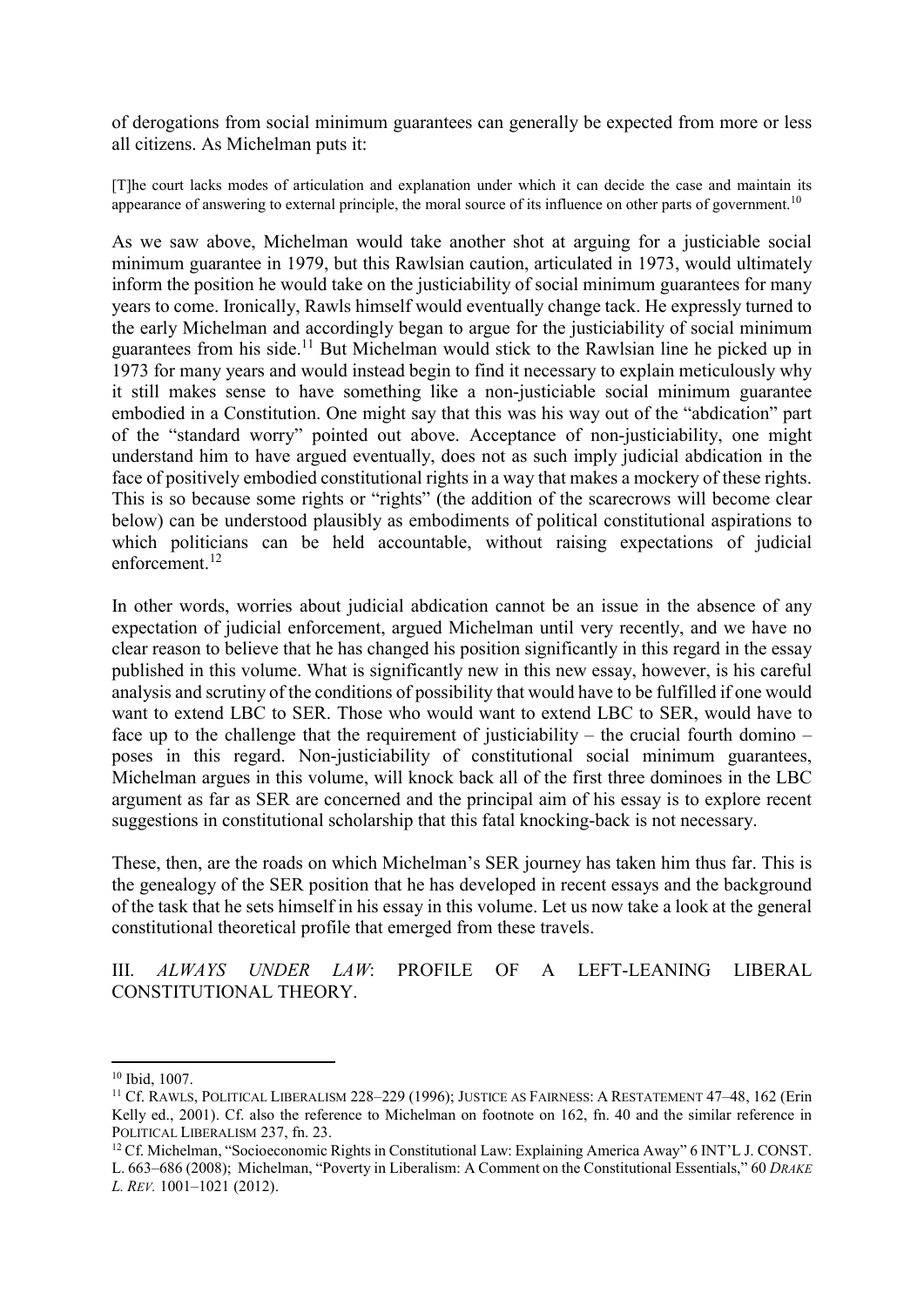of derogations from social minimum guarantees can generally be expected from more or less all citizens. As Michelman puts it:

> [T]he court lacks modes of articulation and explanation under which it can decide the case and maintain its appearance of answering to external principle, the moral source of its influence on other parts of government.[10]

As we saw above, Michelman would take another shot at arguing for a justiciable social minimum guarantee in 1979, but this Rawlsian caution, articulated in 1973, would ultimately inform the position he would take on the justiciability of social minimum guarantees for many years to come. Ironically, Rawls himself would eventually change tack. He expressly turned to the early Michelman and accordingly began to argue for the justiciability of social minimum guarantees from his side.[11] But Michelman would stick to the Rawlsian line he picked up in 1973 for many years and would instead begin to find it necessary to explain meticulously why it still makes sense to have something like a non-justiciable social minimum guarantee embodied in a Constitution. One might say that this was his way out of the "abdication" part of the "standard worry" pointed out above. Acceptance of non-justiciability, one might understand him to have argued eventually, does not as such imply judicial abdication in the face of positively embodied constitutional rights in a way that makes a mockery of these rights. This is so because some rights or "rights" (the addition of the scarecrows will become clear below) can be understood plausibly as embodiments of political constitutional aspirations to which politicians can be held accountable, without raising expectations of judicial enforcement.[12]

In other words, worries about judicial abdication cannot be an issue in the absence of any expectation of judicial enforcement, argued Michelman until very recently, and we have no clear reason to believe that he has changed his position significantly in this regard in the essay published in this volume. What is significantly new in this new essay, however, is his careful analysis and scrutiny of the conditions of possibility that would have to be fulfilled if one would want to extend LBC to SER. Those who would want to extend LBC to SER, would have to face up to the challenge that the requirement of justiciability – the crucial fourth domino – poses in this regard. Non-justiciability of constitutional social minimum guarantees, Michelman argues in this volume, will knock back all of the first three dominoes in the LBC argument as far as SER are concerned and the principal aim of his essay is to explore recent suggestions in constitutional scholarship that this fatal knocking-back is not necessary.

These, then, are the roads on which Michelman's SER journey has taken him thus far. This is the genealogy of the SER position that he has developed in recent essays and the background of the task that he sets himself in his essay in this volume. Let us now take a look at the general constitutional theoretical profile that emerged from these travels.

## III. *ALWAYS UNDER LAW*: PROFILE OF A LEFT-LEANING LIBERAL CONSTITUTIONAL THEORY.

---

[10] Ibid, 1007.

[11] Cf. RAWLS, POLITICAL LIBERALISM 228–229 (1996); JUSTICE AS FAIRNESS: A RESTATEMENT 47–48, 162 (Erin Kelly ed., 2001). Cf. also the reference to Michelman on footnote on 162, fn. 40 and the similar reference in POLITICAL LIBERALISM 237, fn. 23.

[12] Cf. Michelman, "Socioeconomic Rights in Constitutional Law: Explaining America Away" 6 INT'L J. CONST. L. 663–686 (2008); Michelman, "Poverty in Liberalism: A Comment on the Constitutional Essentials," 60 *DRAKE L. REV.* 1001–1021 (2012).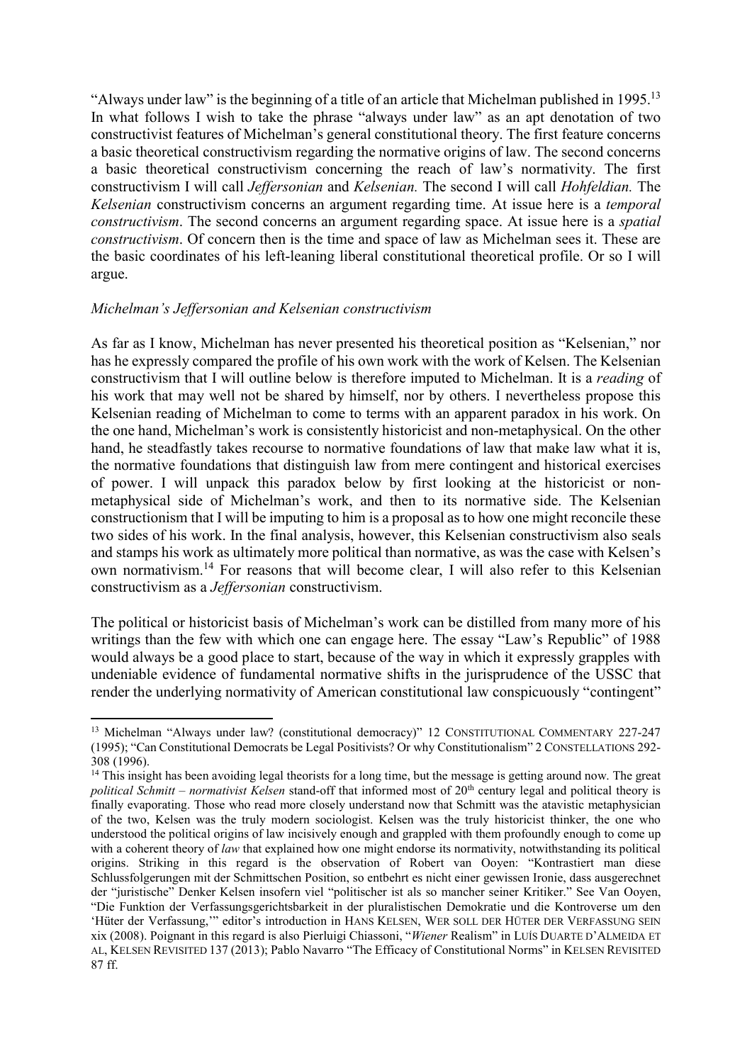"Always under law" is the beginning of a title of an article that Michelman published in 1995.[13] In what follows I wish to take the phrase "always under law" as an apt denotation of two constructivist features of Michelman's general constitutional theory. The first feature concerns a basic theoretical constructivism regarding the normative origins of law. The second concerns a basic theoretical constructivism concerning the reach of law's normativity. The first constructivism I will call *Jeffersonian* and *Kelsenian.* The second I will call *Hohfeldian.* The *Kelsenian* constructivism concerns an argument regarding time. At issue here is a *temporal constructivism*. The second concerns an argument regarding space. At issue here is a *spatial constructivism*. Of concern then is the time and space of law as Michelman sees it. These are the basic coordinates of his left-leaning liberal constitutional theoretical profile. Or so I will argue.

*Michelman's Jeffersonian and Kelsenian constructivism*

As far as I know, Michelman has never presented his theoretical position as "Kelsenian," nor has he expressly compared the profile of his own work with the work of Kelsen. The Kelsenian constructivism that I will outline below is therefore imputed to Michelman. It is a *reading* of his work that may well not be shared by himself, nor by others. I nevertheless propose this Kelsenian reading of Michelman to come to terms with an apparent paradox in his work. On the one hand, Michelman's work is consistently historicist and non-metaphysical. On the other hand, he steadfastly takes recourse to normative foundations of law that make law what it is, the normative foundations that distinguish law from mere contingent and historical exercises of power. I will unpack this paradox below by first looking at the historicist or non-metaphysical side of Michelman's work, and then to its normative side. The Kelsenian constructionism that I will be imputing to him is a proposal as to how one might reconcile these two sides of his work. In the final analysis, however, this Kelsenian constructivism also seals and stamps his work as ultimately more political than normative, as was the case with Kelsen's own normativism.[14] For reasons that will become clear, I will also refer to this Kelsenian constructivism as a *Jeffersonian* constructivism.

The political or historicist basis of Michelman's work can be distilled from many more of his writings than the few with which one can engage here. The essay "Law's Republic" of 1988 would always be a good place to start, because of the way in which it expressly grapples with undeniable evidence of fundamental normative shifts in the jurisprudence of the USSC that render the underlying normativity of American constitutional law conspicuously "contingent"

---

[13] Michelman "Always under law? (constitutional democracy)" 12 CONSTITUTIONAL COMMENTARY 227-247 (1995); "Can Constitutional Democrats be Legal Positivists? Or why Constitutionalism" 2 CONSTELLATIONS 292-308 (1996).

[14] This insight has been avoiding legal theorists for a long time, but the message is getting around now. The great *political Schmitt – normativist Kelsen* stand-off that informed most of 20th century legal and political theory is finally evaporating. Those who read more closely understand now that Schmitt was the atavistic metaphysician of the two, Kelsen was the truly modern sociologist. Kelsen was the truly historicist thinker, the one who understood the political origins of law incisively enough and grappled with them profoundly enough to come up with a coherent theory of *law* that explained how one might endorse its normativity, notwithstanding its political origins. Striking in this regard is the observation of Robert van Ooyen: "Kontrastiert man diese Schlussfolgerungen mit der Schmittschen Position, so entbehrt es nicht einer gewissen Ironie, dass ausgerechnet der "juristische" Denker Kelsen insofern viel "politischer ist als so mancher seiner Kritiker." See Van Ooyen, "Die Funktion der Verfassungsgerichtsbarkeit in der pluralistischen Demokratie und die Kontroverse um den 'Hüter der Verfassung,'" editor's introduction in HANS KELSEN, WER SOLL DER HÜTER DER VERFASSUNG SEIN xix (2008). Poignant in this regard is also Pierluigi Chiassoni, "*Wiener* Realism" in LUÍS DUARTE D'ALMEIDA ET AL, KELSEN REVISITED 137 (2013); Pablo Navarro "The Efficacy of Constitutional Norms" in KELSEN REVISITED 87 ff.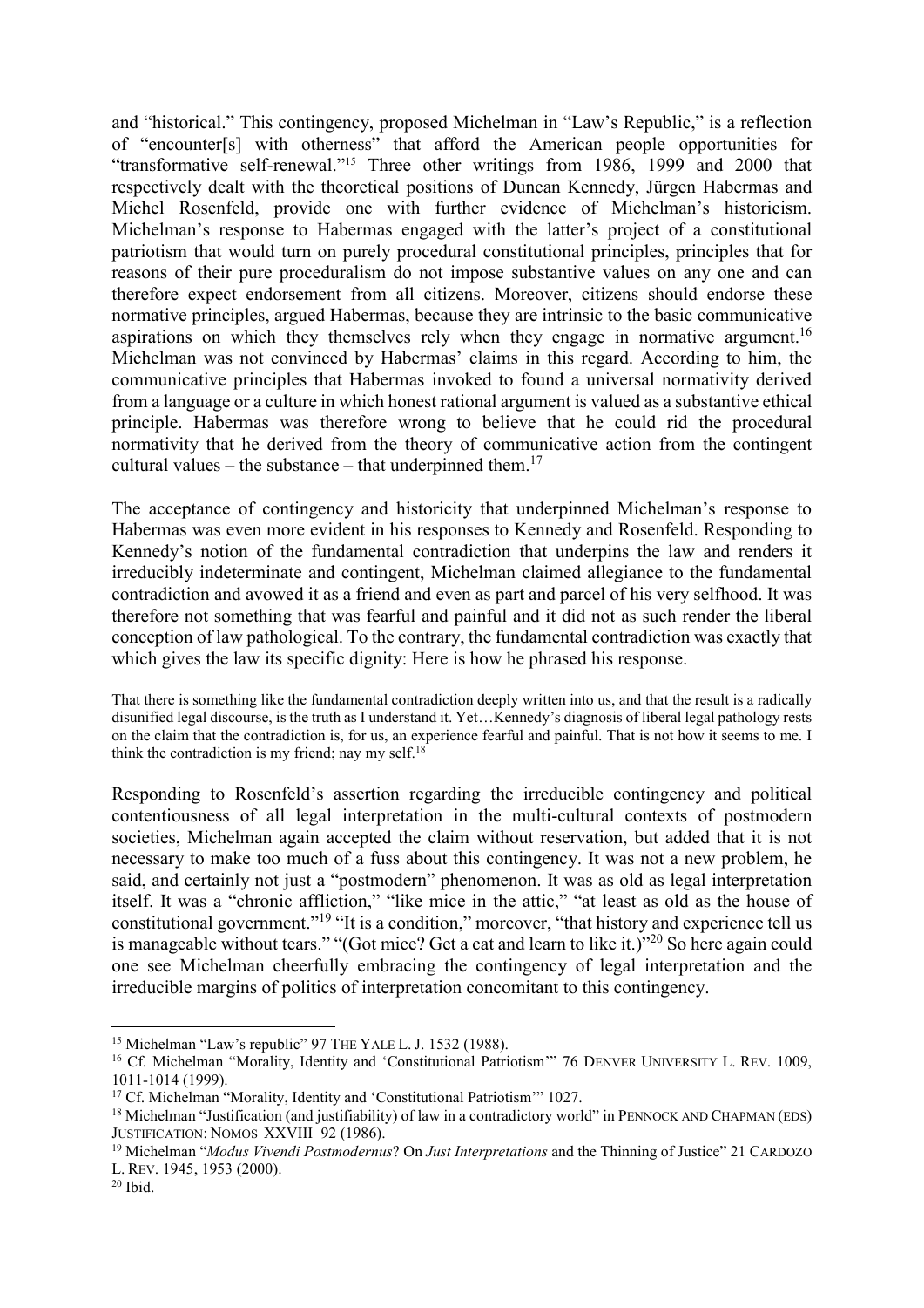and "historical." This contingency, proposed Michelman in "Law's Republic," is a reflection of "encounter[s] with otherness" that afford the American people opportunities for "transformative self-renewal."[15] Three other writings from 1986, 1999 and 2000 that respectively dealt with the theoretical positions of Duncan Kennedy, Jürgen Habermas and Michel Rosenfeld, provide one with further evidence of Michelman's historicism. Michelman's response to Habermas engaged with the latter's project of a constitutional patriotism that would turn on purely procedural constitutional principles, principles that for reasons of their pure proceduralism do not impose substantive values on any one and can therefore expect endorsement from all citizens. Moreover, citizens should endorse these normative principles, argued Habermas, because they are intrinsic to the basic communicative aspirations on which they themselves rely when they engage in normative argument.[16] Michelman was not convinced by Habermas' claims in this regard. According to him, the communicative principles that Habermas invoked to found a universal normativity derived from a language or a culture in which honest rational argument is valued as a substantive ethical principle. Habermas was therefore wrong to believe that he could rid the procedural normativity that he derived from the theory of communicative action from the contingent cultural values – the substance – that underpinned them.[17]

The acceptance of contingency and historicity that underpinned Michelman's response to Habermas was even more evident in his responses to Kennedy and Rosenfeld. Responding to Kennedy's notion of the fundamental contradiction that underpins the law and renders it irreducibly indeterminate and contingent, Michelman claimed allegiance to the fundamental contradiction and avowed it as a friend and even as part and parcel of his very selfhood. It was therefore not something that was fearful and painful and it did not as such render the liberal conception of law pathological. To the contrary, the fundamental contradiction was exactly that which gives the law its specific dignity: Here is how he phrased his response.

> That there is something like the fundamental contradiction deeply written into us, and that the result is a radically disunified legal discourse, is the truth as I understand it. Yet…Kennedy's diagnosis of liberal legal pathology rests on the claim that the contradiction is, for us, an experience fearful and painful. That is not how it seems to me. I think the contradiction is my friend; nay my self.[18]

Responding to Rosenfeld's assertion regarding the irreducible contingency and political contentiousness of all legal interpretation in the multi-cultural contexts of postmodern societies, Michelman again accepted the claim without reservation, but added that it is not necessary to make too much of a fuss about this contingency. It was not a new problem, he said, and certainly not just a "postmodern" phenomenon. It was as old as legal interpretation itself. It was a "chronic affliction," "like mice in the attic," "at least as old as the house of constitutional government."[19] "It is a condition," moreover, "that history and experience tell us is manageable without tears." "(Got mice? Get a cat and learn to like it.)"[20] So here again could one see Michelman cheerfully embracing the contingency of legal interpretation and the irreducible margins of politics of interpretation concomitant to this contingency.

---

[15] Michelman "Law's republic" 97 THE YALE L. J. 1532 (1988).

[16] Cf. Michelman "Morality, Identity and 'Constitutional Patriotism'" 76 DENVER UNIVERSITY L. REV. 1009, 1011-1014 (1999).

[17] Cf. Michelman "Morality, Identity and 'Constitutional Patriotism'" 1027.

[18] Michelman "Justification (and justifiability) of law in a contradictory world" in PENNOCK AND CHAPMAN (EDS) JUSTIFICATION: NOMOS XXVIII 92 (1986).

[19] Michelman "*Modus Vivendi Postmodernus*? On *Just Interpretations* and the Thinning of Justice" 21 CARDOZO L. REV. 1945, 1953 (2000).

[20] Ibid.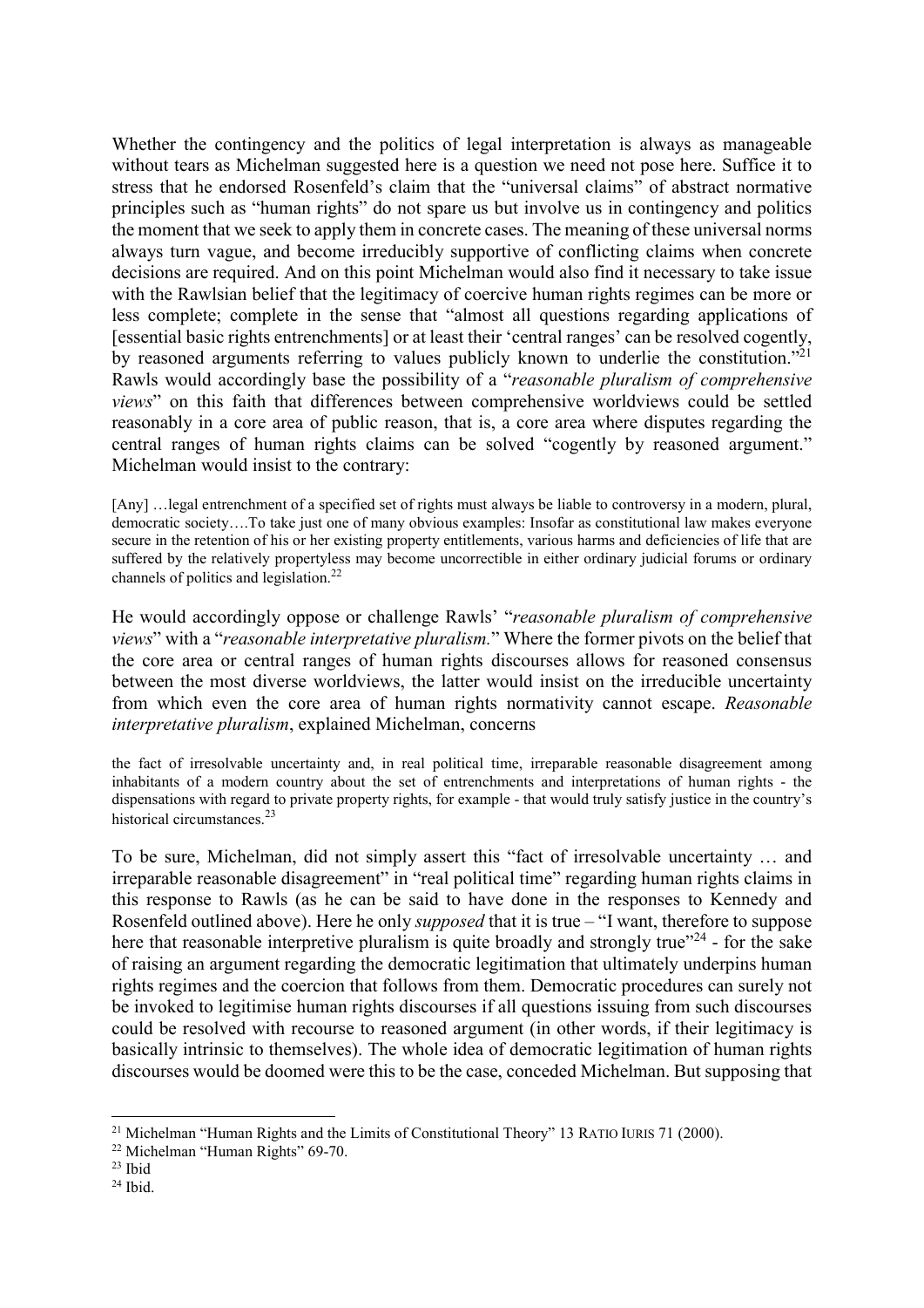Whether the contingency and the politics of legal interpretation is always as manageable without tears as Michelman suggested here is a question we need not pose here. Suffice it to stress that he endorsed Rosenfeld's claim that the "universal claims" of abstract normative principles such as "human rights" do not spare us but involve us in contingency and politics the moment that we seek to apply them in concrete cases. The meaning of these universal norms always turn vague, and become irreducibly supportive of conflicting claims when concrete decisions are required. And on this point Michelman would also find it necessary to take issue with the Rawlsian belief that the legitimacy of coercive human rights regimes can be more or less complete; complete in the sense that "almost all questions regarding applications of [essential basic rights entrenchments] or at least their 'central ranges' can be resolved cogently, by reasoned arguments referring to values publicly known to underlie the constitution."[21] Rawls would accordingly base the possibility of a "*reasonable pluralism of comprehensive views*" on this faith that differences between comprehensive worldviews could be settled reasonably in a core area of public reason, that is, a core area where disputes regarding the central ranges of human rights claims can be solved "cogently by reasoned argument." Michelman would insist to the contrary:

> [Any] …legal entrenchment of a specified set of rights must always be liable to controversy in a modern, plural, democratic society….To take just one of many obvious examples: Insofar as constitutional law makes everyone secure in the retention of his or her existing property entitlements, various harms and deficiencies of life that are suffered by the relatively propertyless may become uncorrectible in either ordinary judicial forums or ordinary channels of politics and legislation.[22]

He would accordingly oppose or challenge Rawls' "*reasonable pluralism of comprehensive views*" with a "*reasonable interpretative pluralism.*" Where the former pivots on the belief that the core area or central ranges of human rights discourses allows for reasoned consensus between the most diverse worldviews, the latter would insist on the irreducible uncertainty from which even the core area of human rights normativity cannot escape. *Reasonable interpretative pluralism*, explained Michelman, concerns

> the fact of irresolvable uncertainty and, in real political time, irreparable reasonable disagreement among inhabitants of a modern country about the set of entrenchments and interpretations of human rights - the dispensations with regard to private property rights, for example - that would truly satisfy justice in the country's historical circumstances.[23]

To be sure, Michelman, did not simply assert this "fact of irresolvable uncertainty … and irreparable reasonable disagreement" in "real political time" regarding human rights claims in this response to Rawls (as he can be said to have done in the responses to Kennedy and Rosenfeld outlined above). Here he only *supposed* that it is true – "I want, therefore to suppose here that reasonable interpretive pluralism is quite broadly and strongly true"[24] - for the sake of raising an argument regarding the democratic legitimation that ultimately underpins human rights regimes and the coercion that follows from them. Democratic procedures can surely not be invoked to legitimise human rights discourses if all questions issuing from such discourses could be resolved with recourse to reasoned argument (in other words, if their legitimacy is basically intrinsic to themselves). The whole idea of democratic legitimation of human rights discourses would be doomed were this to be the case, conceded Michelman. But supposing that

---

[21] Michelman "Human Rights and the Limits of Constitutional Theory" 13 RATIO IURIS 71 (2000).

[22] Michelman "Human Rights" 69-70.

[23] Ibid

[24] Ibid.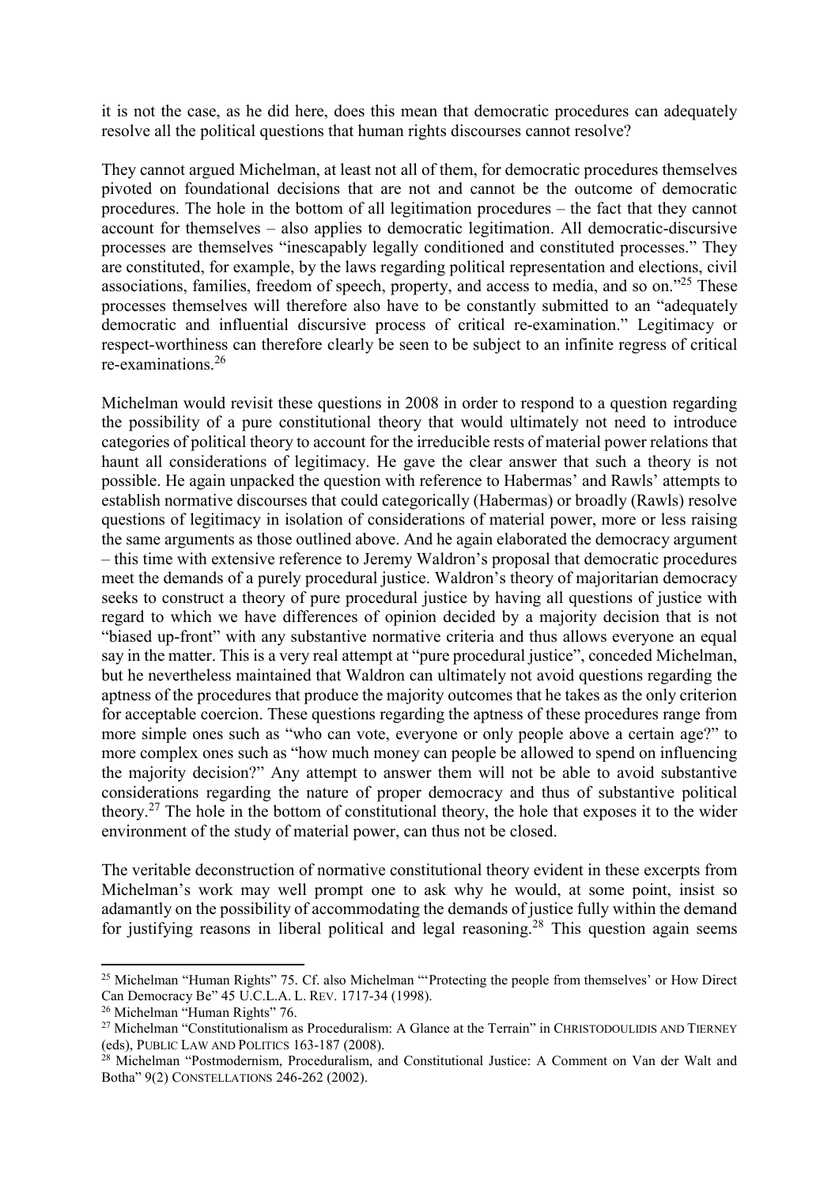it is not the case, as he did here, does this mean that democratic procedures can adequately resolve all the political questions that human rights discourses cannot resolve?

They cannot argued Michelman, at least not all of them, for democratic procedures themselves pivoted on foundational decisions that are not and cannot be the outcome of democratic procedures. The hole in the bottom of all legitimation procedures – the fact that they cannot account for themselves – also applies to democratic legitimation. All democratic-discursive processes are themselves "inescapably legally conditioned and constituted processes." They are constituted, for example, by the laws regarding political representation and elections, civil associations, families, freedom of speech, property, and access to media, and so on."[25] These processes themselves will therefore also have to be constantly submitted to an "adequately democratic and influential discursive process of critical re-examination." Legitimacy or respect-worthiness can therefore clearly be seen to be subject to an infinite regress of critical re-examinations.[26]

Michelman would revisit these questions in 2008 in order to respond to a question regarding the possibility of a pure constitutional theory that would ultimately not need to introduce categories of political theory to account for the irreducible rests of material power relations that haunt all considerations of legitimacy. He gave the clear answer that such a theory is not possible. He again unpacked the question with reference to Habermas' and Rawls' attempts to establish normative discourses that could categorically (Habermas) or broadly (Rawls) resolve questions of legitimacy in isolation of considerations of material power, more or less raising the same arguments as those outlined above. And he again elaborated the democracy argument – this time with extensive reference to Jeremy Waldron's proposal that democratic procedures meet the demands of a purely procedural justice. Waldron's theory of majoritarian democracy seeks to construct a theory of pure procedural justice by having all questions of justice with regard to which we have differences of opinion decided by a majority decision that is not "biased up-front" with any substantive normative criteria and thus allows everyone an equal say in the matter. This is a very real attempt at "pure procedural justice", conceded Michelman, but he nevertheless maintained that Waldron can ultimately not avoid questions regarding the aptness of the procedures that produce the majority outcomes that he takes as the only criterion for acceptable coercion. These questions regarding the aptness of these procedures range from more simple ones such as "who can vote, everyone or only people above a certain age?" to more complex ones such as "how much money can people be allowed to spend on influencing the majority decision?" Any attempt to answer them will not be able to avoid substantive considerations regarding the nature of proper democracy and thus of substantive political theory.[27] The hole in the bottom of constitutional theory, the hole that exposes it to the wider environment of the study of material power, can thus not be closed.

The veritable deconstruction of normative constitutional theory evident in these excerpts from Michelman's work may well prompt one to ask why he would, at some point, insist so adamantly on the possibility of accommodating the demands of justice fully within the demand for justifying reasons in liberal political and legal reasoning.[28] This question again seems

[25] Michelman "Human Rights" 75. Cf. also Michelman "'Protecting the people from themselves' or How Direct Can Democracy Be" 45 U.C.L.A. L. REV. 1717-34 (1998).

[26] Michelman "Human Rights" 76.

[27] Michelman "Constitutionalism as Proceduralism: A Glance at the Terrain" in CHRISTODOULIDIS AND TIERNEY (eds), PUBLIC LAW AND POLITICS 163-187 (2008).

[28] Michelman "Postmodernism, Proceduralism, and Constitutional Justice: A Comment on Van der Walt and Botha" 9(2) CONSTELLATIONS 246-262 (2002).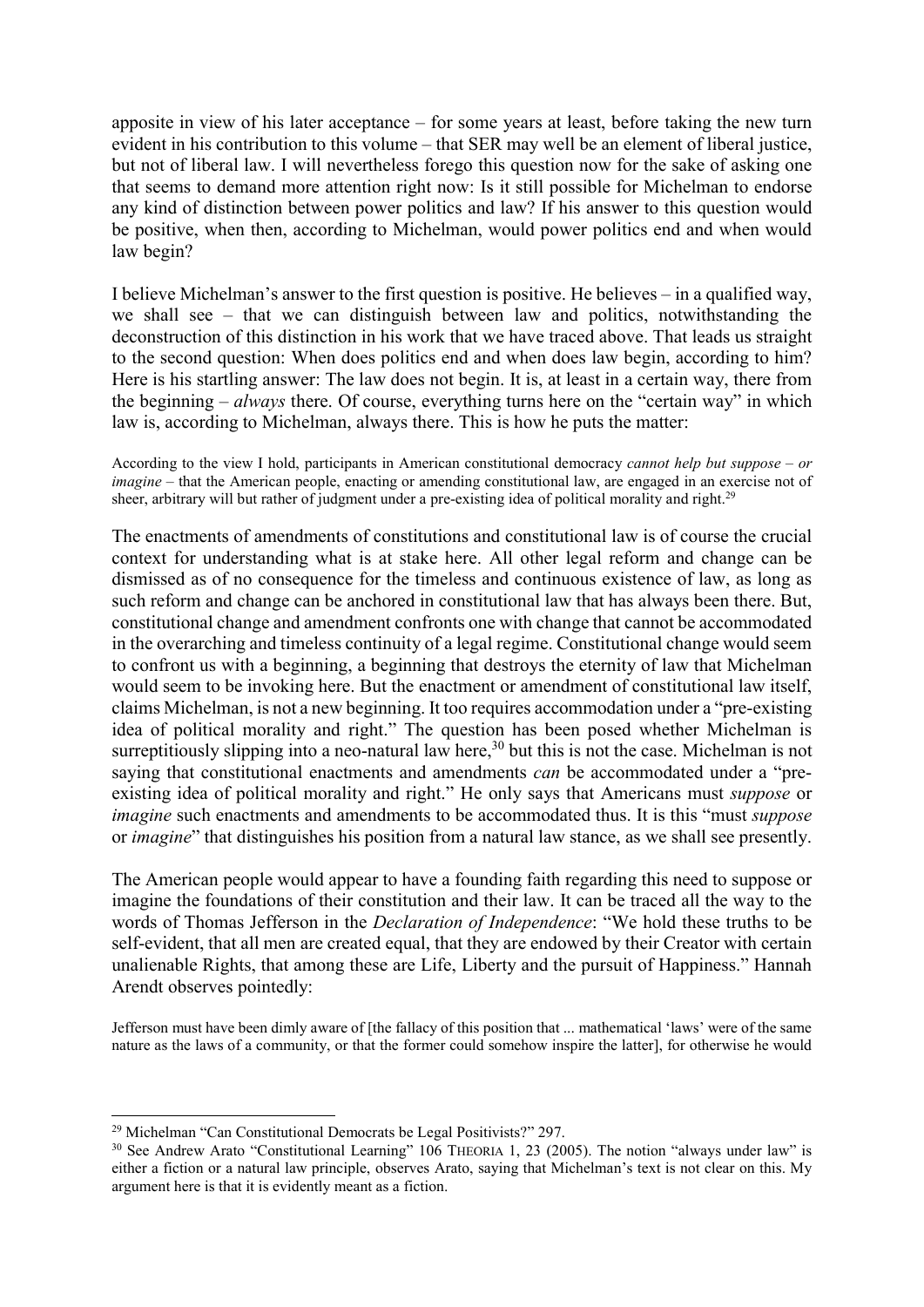apposite in view of his later acceptance – for some years at least, before taking the new turn evident in his contribution to this volume – that SER may well be an element of liberal justice, but not of liberal law. I will nevertheless forego this question now for the sake of asking one that seems to demand more attention right now: Is it still possible for Michelman to endorse any kind of distinction between power politics and law? If his answer to this question would be positive, when then, according to Michelman, would power politics end and when would law begin?

I believe Michelman's answer to the first question is positive. He believes – in a qualified way, we shall see – that we can distinguish between law and politics, notwithstanding the deconstruction of this distinction in his work that we have traced above. That leads us straight to the second question: When does politics end and when does law begin, according to him? Here is his startling answer: The law does not begin. It is, at least in a certain way, there from the beginning – *always* there. Of course, everything turns here on the "certain way" in which law is, according to Michelman, always there. This is how he puts the matter:

According to the view I hold, participants in American constitutional democracy *cannot help but suppose – or imagine* – that the American people, enacting or amending constitutional law, are engaged in an exercise not of sheer, arbitrary will but rather of judgment under a pre-existing idea of political morality and right.[29]

The enactments of amendments of constitutions and constitutional law is of course the crucial context for understanding what is at stake here. All other legal reform and change can be dismissed as of no consequence for the timeless and continuous existence of law, as long as such reform and change can be anchored in constitutional law that has always been there. But, constitutional change and amendment confronts one with change that cannot be accommodated in the overarching and timeless continuity of a legal regime. Constitutional change would seem to confront us with a beginning, a beginning that destroys the eternity of law that Michelman would seem to be invoking here. But the enactment or amendment of constitutional law itself, claims Michelman, is not a new beginning. It too requires accommodation under a "pre-existing idea of political morality and right." The question has been posed whether Michelman is surreptitiously slipping into a neo-natural law here,[30] but this is not the case. Michelman is not saying that constitutional enactments and amendments *can* be accommodated under a "pre-existing idea of political morality and right." He only says that Americans must *suppose* or *imagine* such enactments and amendments to be accommodated thus. It is this "must *suppose* or *imagine*" that distinguishes his position from a natural law stance, as we shall see presently.

The American people would appear to have a founding faith regarding this need to suppose or imagine the foundations of their constitution and their law. It can be traced all the way to the words of Thomas Jefferson in the *Declaration of Independence*: "We hold these truths to be self-evident, that all men are created equal, that they are endowed by their Creator with certain unalienable Rights, that among these are Life, Liberty and the pursuit of Happiness." Hannah Arendt observes pointedly:

Jefferson must have been dimly aware of [the fallacy of this position that ... mathematical 'laws' were of the same nature as the laws of a community, or that the former could somehow inspire the latter], for otherwise he would

---

[29] Michelman "Can Constitutional Democrats be Legal Positivists?" 297.

[30] See Andrew Arato "Constitutional Learning" 106 THEORIA 1, 23 (2005). The notion "always under law" is either a fiction or a natural law principle, observes Arato, saying that Michelman's text is not clear on this. My argument here is that it is evidently meant as a fiction.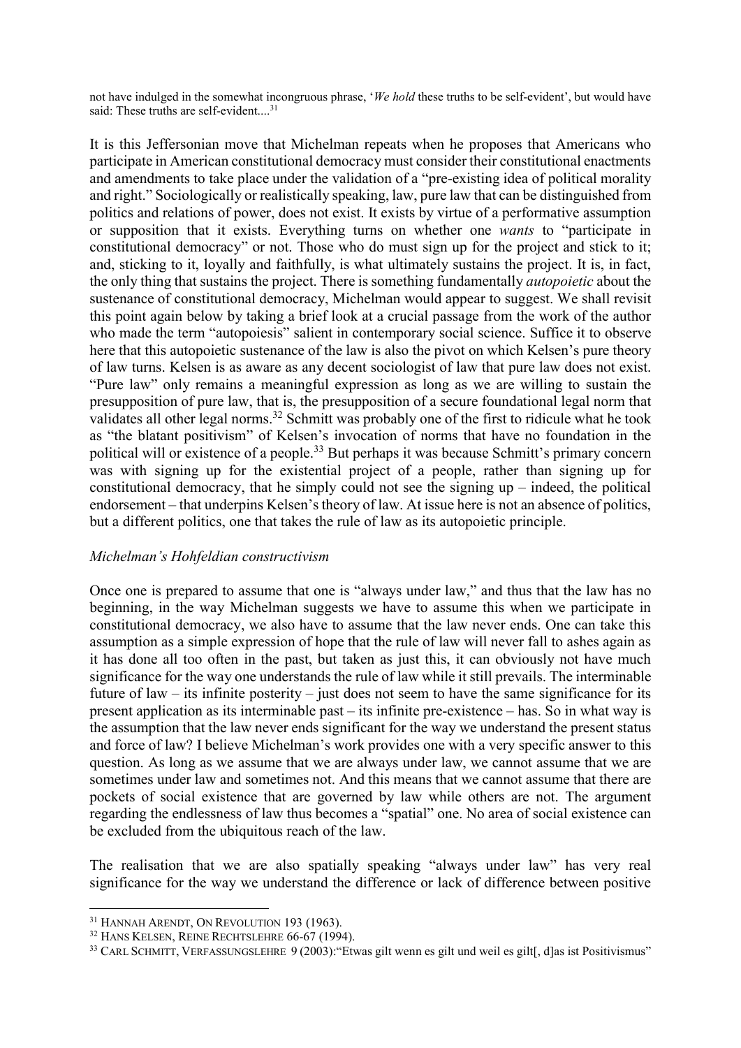not have indulged in the somewhat incongruous phrase, '*We hold* these truths to be self-evident', but would have said: These truths are self-evident....[31]

It is this Jeffersonian move that Michelman repeats when he proposes that Americans who participate in American constitutional democracy must consider their constitutional enactments and amendments to take place under the validation of a "pre-existing idea of political morality and right." Sociologically or realistically speaking, law, pure law that can be distinguished from politics and relations of power, does not exist. It exists by virtue of a performative assumption or supposition that it exists. Everything turns on whether one *wants* to "participate in constitutional democracy" or not. Those who do must sign up for the project and stick to it; and, sticking to it, loyally and faithfully, is what ultimately sustains the project. It is, in fact, the only thing that sustains the project. There is something fundamentally *autopoietic* about the sustenance of constitutional democracy, Michelman would appear to suggest. We shall revisit this point again below by taking a brief look at a crucial passage from the work of the author who made the term "autopoiesis" salient in contemporary social science. Suffice it to observe here that this autopoietic sustenance of the law is also the pivot on which Kelsen's pure theory of law turns. Kelsen is as aware as any decent sociologist of law that pure law does not exist. "Pure law" only remains a meaningful expression as long as we are willing to sustain the presupposition of pure law, that is, the presupposition of a secure foundational legal norm that validates all other legal norms.[32] Schmitt was probably one of the first to ridicule what he took as "the blatant positivism" of Kelsen's invocation of norms that have no foundation in the political will or existence of a people.[33] But perhaps it was because Schmitt's primary concern was with signing up for the existential project of a people, rather than signing up for constitutional democracy, that he simply could not see the signing up – indeed, the political endorsement – that underpins Kelsen's theory of law. At issue here is not an absence of politics, but a different politics, one that takes the rule of law as its autopoietic principle.

### *Michelman's Hohfeldian constructivism*

Once one is prepared to assume that one is "always under law," and thus that the law has no beginning, in the way Michelman suggests we have to assume this when we participate in constitutional democracy, we also have to assume that the law never ends. One can take this assumption as a simple expression of hope that the rule of law will never fall to ashes again as it has done all too often in the past, but taken as just this, it can obviously not have much significance for the way one understands the rule of law while it still prevails. The interminable future of law – its infinite posterity – just does not seem to have the same significance for its present application as its interminable past – its infinite pre-existence – has. So in what way is the assumption that the law never ends significant for the way we understand the present status and force of law? I believe Michelman's work provides one with a very specific answer to this question. As long as we assume that we are always under law, we cannot assume that we are sometimes under law and sometimes not. And this means that we cannot assume that there are pockets of social existence that are governed by law while others are not. The argument regarding the endlessness of law thus becomes a "spatial" one. No area of social existence can be excluded from the ubiquitous reach of the law.

The realisation that we are also spatially speaking "always under law" has very real significance for the way we understand the difference or lack of difference between positive

---

[31] HANNAH ARENDT, ON REVOLUTION 193 (1963).

[32] HANS KELSEN, REINE RECHTSLEHRE 66-67 (1994).

[33] CARL SCHMITT, VERFASSUNGSLEHRE 9 (2003):"Etwas gilt wenn es gilt und weil es gilt[, d]as ist Positivismus"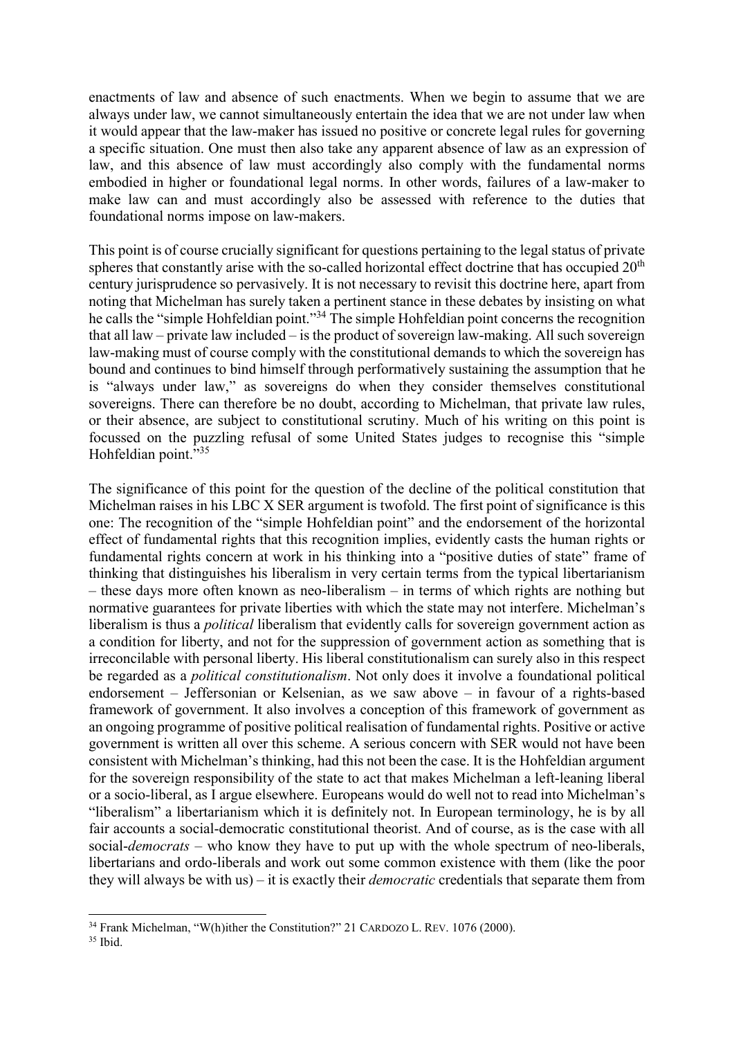enactments of law and absence of such enactments. When we begin to assume that we are always under law, we cannot simultaneously entertain the idea that we are not under law when it would appear that the law-maker has issued no positive or concrete legal rules for governing a specific situation. One must then also take any apparent absence of law as an expression of law, and this absence of law must accordingly also comply with the fundamental norms embodied in higher or foundational legal norms. In other words, failures of a law-maker to make law can and must accordingly also be assessed with reference to the duties that foundational norms impose on law-makers.

This point is of course crucially significant for questions pertaining to the legal status of private spheres that constantly arise with the so-called horizontal effect doctrine that has occupied 20th century jurisprudence so pervasively. It is not necessary to revisit this doctrine here, apart from noting that Michelman has surely taken a pertinent stance in these debates by insisting on what he calls the "simple Hohfeldian point."[34] The simple Hohfeldian point concerns the recognition that all law – private law included – is the product of sovereign law-making. All such sovereign law-making must of course comply with the constitutional demands to which the sovereign has bound and continues to bind himself through performatively sustaining the assumption that he is "always under law," as sovereigns do when they consider themselves constitutional sovereigns. There can therefore be no doubt, according to Michelman, that private law rules, or their absence, are subject to constitutional scrutiny. Much of his writing on this point is focussed on the puzzling refusal of some United States judges to recognise this "simple Hohfeldian point."[35]

The significance of this point for the question of the decline of the political constitution that Michelman raises in his LBC X SER argument is twofold. The first point of significance is this one: The recognition of the "simple Hohfeldian point" and the endorsement of the horizontal effect of fundamental rights that this recognition implies, evidently casts the human rights or fundamental rights concern at work in his thinking into a "positive duties of state" frame of thinking that distinguishes his liberalism in very certain terms from the typical libertarianism – these days more often known as neo-liberalism – in terms of which rights are nothing but normative guarantees for private liberties with which the state may not interfere. Michelman's liberalism is thus a *political* liberalism that evidently calls for sovereign government action as a condition for liberty, and not for the suppression of government action as something that is irreconcilable with personal liberty. His liberal constitutionalism can surely also in this respect be regarded as a *political constitutionalism*. Not only does it involve a foundational political endorsement – Jeffersonian or Kelsenian, as we saw above – in favour of a rights-based framework of government. It also involves a conception of this framework of government as an ongoing programme of positive political realisation of fundamental rights. Positive or active government is written all over this scheme. A serious concern with SER would not have been consistent with Michelman's thinking, had this not been the case. It is the Hohfeldian argument for the sovereign responsibility of the state to act that makes Michelman a left-leaning liberal or a socio-liberal, as I argue elsewhere. Europeans would do well not to read into Michelman's "liberalism" a libertarianism which it is definitely not. In European terminology, he is by all fair accounts a social-democratic constitutional theorist. And of course, as is the case with all social-*democrats* – who know they have to put up with the whole spectrum of neo-liberals, libertarians and ordo-liberals and work out some common existence with them (like the poor they will always be with us) – it is exactly their *democratic* credentials that separate them from

[34] Frank Michelman, "W(h)ither the Constitution?" 21 CARDOZO L. REV. 1076 (2000).

[35] Ibid.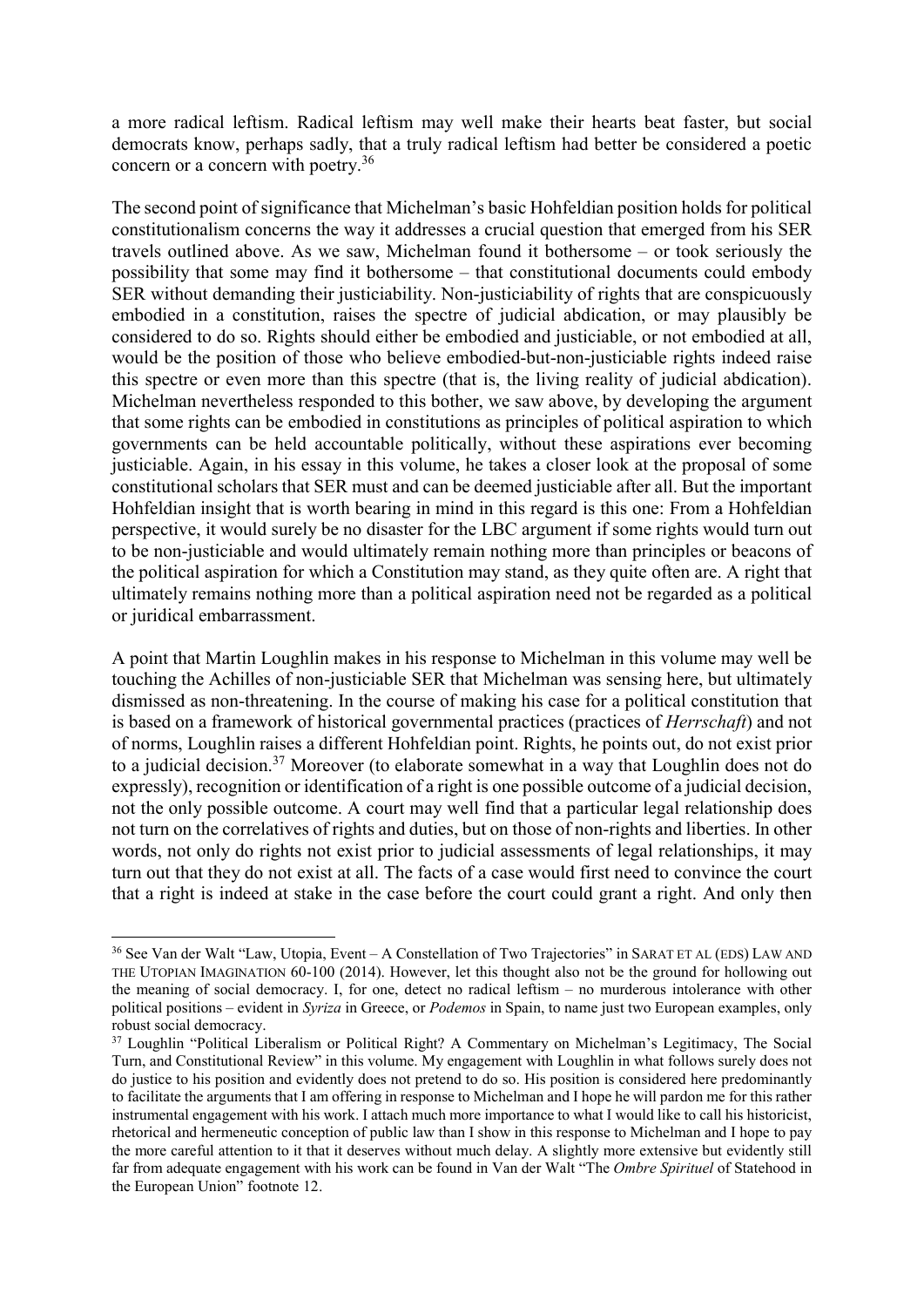a more radical leftism. Radical leftism may well make their hearts beat faster, but social democrats know, perhaps sadly, that a truly radical leftism had better be considered a poetic concern or a concern with poetry.[36]

The second point of significance that Michelman's basic Hohfeldian position holds for political constitutionalism concerns the way it addresses a crucial question that emerged from his SER travels outlined above. As we saw, Michelman found it bothersome – or took seriously the possibility that some may find it bothersome – that constitutional documents could embody SER without demanding their justiciability. Non-justiciability of rights that are conspicuously embodied in a constitution, raises the spectre of judicial abdication, or may plausibly be considered to do so. Rights should either be embodied and justiciable, or not embodied at all, would be the position of those who believe embodied-but-non-justiciable rights indeed raise this spectre or even more than this spectre (that is, the living reality of judicial abdication). Michelman nevertheless responded to this bother, we saw above, by developing the argument that some rights can be embodied in constitutions as principles of political aspiration to which governments can be held accountable politically, without these aspirations ever becoming justiciable. Again, in his essay in this volume, he takes a closer look at the proposal of some constitutional scholars that SER must and can be deemed justiciable after all. But the important Hohfeldian insight that is worth bearing in mind in this regard is this one: From a Hohfeldian perspective, it would surely be no disaster for the LBC argument if some rights would turn out to be non-justiciable and would ultimately remain nothing more than principles or beacons of the political aspiration for which a Constitution may stand, as they quite often are. A right that ultimately remains nothing more than a political aspiration need not be regarded as a political or juridical embarrassment.

A point that Martin Loughlin makes in his response to Michelman in this volume may well be touching the Achilles of non-justiciable SER that Michelman was sensing here, but ultimately dismissed as non-threatening. In the course of making his case for a political constitution that is based on a framework of historical governmental practices (practices of *Herrschaft*) and not of norms, Loughlin raises a different Hohfeldian point. Rights, he points out, do not exist prior to a judicial decision.[37] Moreover (to elaborate somewhat in a way that Loughlin does not do expressly), recognition or identification of a right is one possible outcome of a judicial decision, not the only possible outcome. A court may well find that a particular legal relationship does not turn on the correlatives of rights and duties, but on those of non-rights and liberties. In other words, not only do rights not exist prior to judicial assessments of legal relationships, it may turn out that they do not exist at all. The facts of a case would first need to convince the court that a right is indeed at stake in the case before the court could grant a right. And only then

---

[36] See Van der Walt "Law, Utopia, Event – A Constellation of Two Trajectories" in SARAT ET AL (EDS) LAW AND THE UTOPIAN IMAGINATION 60-100 (2014). However, let this thought also not be the ground for hollowing out the meaning of social democracy. I, for one, detect no radical leftism – no murderous intolerance with other political positions – evident in *Syriza* in Greece, or *Podemos* in Spain, to name just two European examples, only robust social democracy.

[37] Loughlin "Political Liberalism or Political Right? A Commentary on Michelman's Legitimacy, The Social Turn, and Constitutional Review" in this volume. My engagement with Loughlin in what follows surely does not do justice to his position and evidently does not pretend to do so. His position is considered here predominantly to facilitate the arguments that I am offering in response to Michelman and I hope he will pardon me for this rather instrumental engagement with his work. I attach much more importance to what I would like to call his historicist, rhetorical and hermeneutic conception of public law than I show in this response to Michelman and I hope to pay the more careful attention to it that it deserves without much delay. A slightly more extensive but evidently still far from adequate engagement with his work can be found in Van der Walt "The *Ombre Spirituel* of Statehood in the European Union" footnote 12.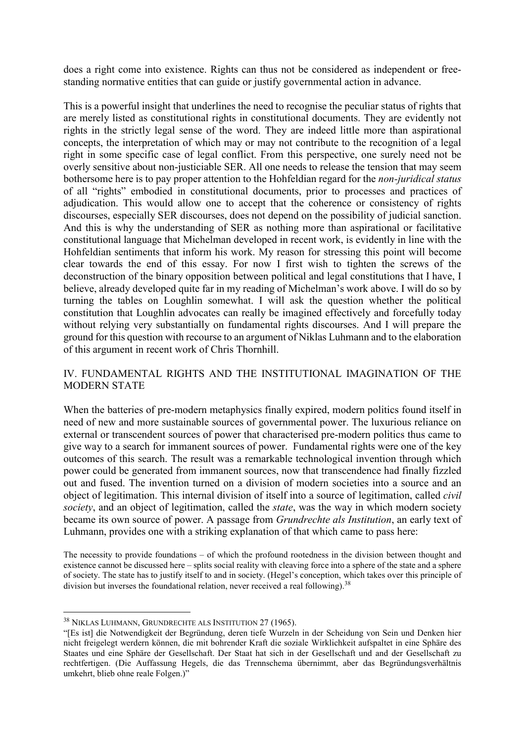does a right come into existence. Rights can thus not be considered as independent or free-standing normative entities that can guide or justify governmental action in advance.

This is a powerful insight that underlines the need to recognise the peculiar status of rights that are merely listed as constitutional rights in constitutional documents. They are evidently not rights in the strictly legal sense of the word. They are indeed little more than aspirational concepts, the interpretation of which may or may not contribute to the recognition of a legal right in some specific case of legal conflict. From this perspective, one surely need not be overly sensitive about non-justiciable SER. All one needs to release the tension that may seem bothersome here is to pay proper attention to the Hohfeldian regard for the *non-juridical status* of all "rights" embodied in constitutional documents, prior to processes and practices of adjudication. This would allow one to accept that the coherence or consistency of rights discourses, especially SER discourses, does not depend on the possibility of judicial sanction. And this is why the understanding of SER as nothing more than aspirational or facilitative constitutional language that Michelman developed in recent work, is evidently in line with the Hohfeldian sentiments that inform his work. My reason for stressing this point will become clear towards the end of this essay. For now I first wish to tighten the screws of the deconstruction of the binary opposition between political and legal constitutions that I have, I believe, already developed quite far in my reading of Michelman's work above. I will do so by turning the tables on Loughlin somewhat. I will ask the question whether the political constitution that Loughlin advocates can really be imagined effectively and forcefully today without relying very substantially on fundamental rights discourses. And I will prepare the ground for this question with recourse to an argument of Niklas Luhmann and to the elaboration of this argument in recent work of Chris Thornhill.

## IV. FUNDAMENTAL RIGHTS AND THE INSTITUTIONAL IMAGINATION OF THE MODERN STATE

When the batteries of pre-modern metaphysics finally expired, modern politics found itself in need of new and more sustainable sources of governmental power. The luxurious reliance on external or transcendent sources of power that characterised pre-modern politics thus came to give way to a search for immanent sources of power. Fundamental rights were one of the key outcomes of this search. The result was a remarkable technological invention through which power could be generated from immanent sources, now that transcendence had finally fizzled out and fused. The invention turned on a division of modern societies into a source and an object of legitimation. This internal division of itself into a source of legitimation, called *civil society*, and an object of legitimation, called the *state*, was the way in which modern society became its own source of power. A passage from *Grundrechte als Institution*, an early text of Luhmann, provides one with a striking explanation of that which came to pass here:

> The necessity to provide foundations – of which the profound rootedness in the division between thought and existence cannot be discussed here – splits social reality with cleaving force into a sphere of the state and a sphere of society. The state has to justify itself to and in society. (Hegel's conception, which takes over this principle of division but inverses the foundational relation, never received a real following).[38]

---

[38] NIKLAS LUHMANN, GRUNDRECHTE ALS INSTITUTION 27 (1965).

"[Es ist] die Notwendigkeit der Begründung, deren tiefe Wurzeln in der Scheidung von Sein und Denken hier nicht freigelegt werdern können, die mit bohrender Kraft die soziale Wirklichkeit aufspaltet in eine Sphäre des Staates und eine Sphäre der Gesellschaft. Der Staat hat sich in der Gesellschaft und and der Gesellschaft zu rechtfertigen. (Die Auffassung Hegels, die das Trennschema übernimmt, aber das Begründungsverhältnis umkehrt, blieb ohne reale Folgen.)"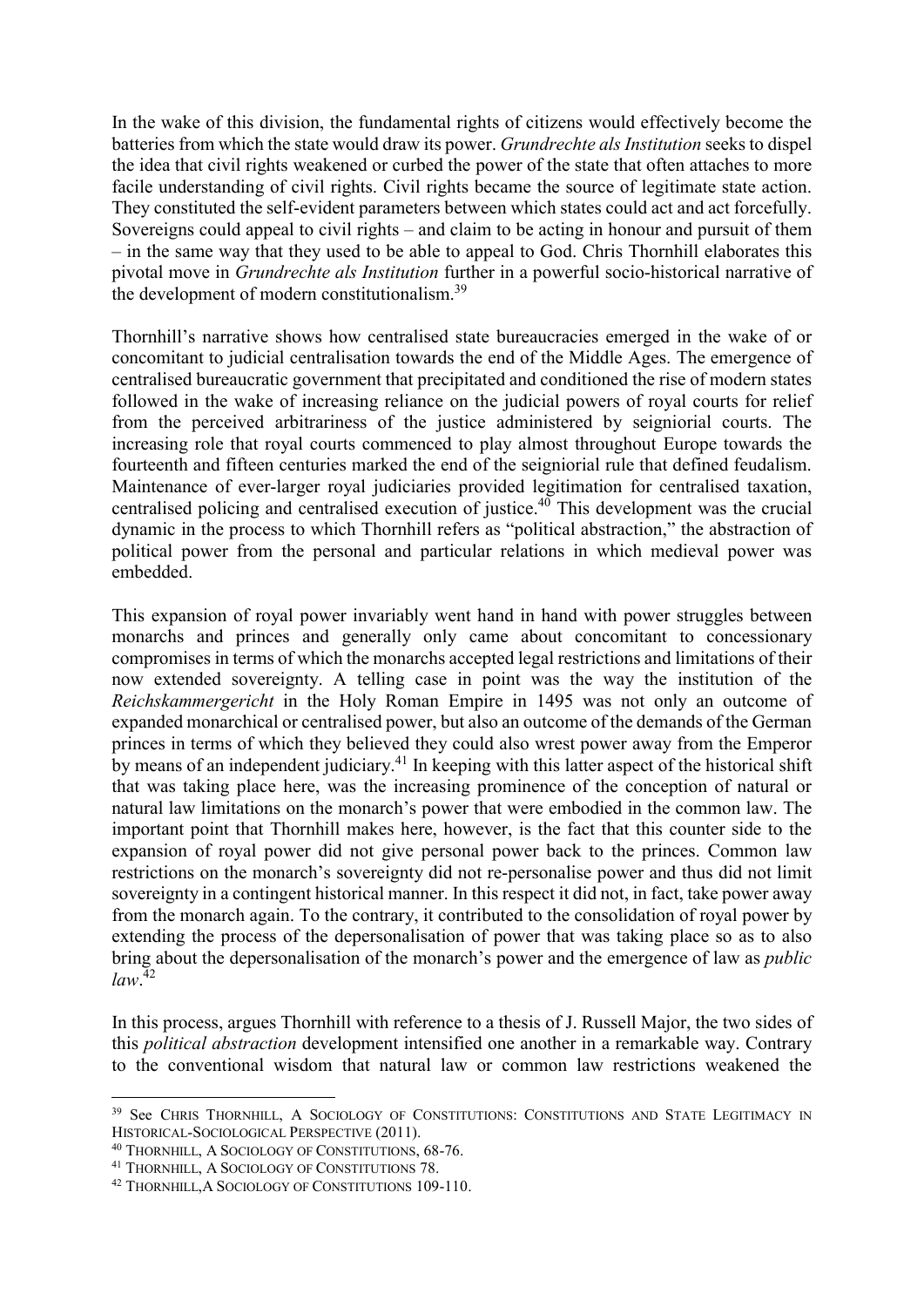In the wake of this division, the fundamental rights of citizens would effectively become the batteries from which the state would draw its power. *Grundrechte als Institution* seeks to dispel the idea that civil rights weakened or curbed the power of the state that often attaches to more facile understanding of civil rights. Civil rights became the source of legitimate state action. They constituted the self-evident parameters between which states could act and act forcefully. Sovereigns could appeal to civil rights – and claim to be acting in honour and pursuit of them – in the same way that they used to be able to appeal to God. Chris Thornhill elaborates this pivotal move in *Grundrechte als Institution* further in a powerful socio-historical narrative of the development of modern constitutionalism.[39]

Thornhill's narrative shows how centralised state bureaucracies emerged in the wake of or concomitant to judicial centralisation towards the end of the Middle Ages. The emergence of centralised bureaucratic government that precipitated and conditioned the rise of modern states followed in the wake of increasing reliance on the judicial powers of royal courts for relief from the perceived arbitrariness of the justice administered by seigniorial courts. The increasing role that royal courts commenced to play almost throughout Europe towards the fourteenth and fifteen centuries marked the end of the seigniorial rule that defined feudalism. Maintenance of ever-larger royal judiciaries provided legitimation for centralised taxation, centralised policing and centralised execution of justice.[40] This development was the crucial dynamic in the process to which Thornhill refers as "political abstraction," the abstraction of political power from the personal and particular relations in which medieval power was embedded.

This expansion of royal power invariably went hand in hand with power struggles between monarchs and princes and generally only came about concomitant to concessionary compromises in terms of which the monarchs accepted legal restrictions and limitations of their now extended sovereignty. A telling case in point was the way the institution of the *Reichskammergericht* in the Holy Roman Empire in 1495 was not only an outcome of expanded monarchical or centralised power, but also an outcome of the demands of the German princes in terms of which they believed they could also wrest power away from the Emperor by means of an independent judiciary.[41] In keeping with this latter aspect of the historical shift that was taking place here, was the increasing prominence of the conception of natural or natural law limitations on the monarch's power that were embodied in the common law. The important point that Thornhill makes here, however, is the fact that this counter side to the expansion of royal power did not give personal power back to the princes. Common law restrictions on the monarch's sovereignty did not re-personalise power and thus did not limit sovereignty in a contingent historical manner. In this respect it did not, in fact, take power away from the monarch again. To the contrary, it contributed to the consolidation of royal power by extending the process of the depersonalisation of power that was taking place so as to also bring about the depersonalisation of the monarch's power and the emergence of law as *public law*.[42]

In this process, argues Thornhill with reference to a thesis of J. Russell Major, the two sides of this *political abstraction* development intensified one another in a remarkable way. Contrary to the conventional wisdom that natural law or common law restrictions weakened the

---

[39] See CHRIS THORNHILL, A SOCIOLOGY OF CONSTITUTIONS: CONSTITUTIONS AND STATE LEGITIMACY IN HISTORICAL-SOCIOLOGICAL PERSPECTIVE (2011).

[40] THORNHILL, A SOCIOLOGY OF CONSTITUTIONS, 68-76.

[41] THORNHILL, A SOCIOLOGY OF CONSTITUTIONS 78.

[42] THORNHILL,A SOCIOLOGY OF CONSTITUTIONS 109-110.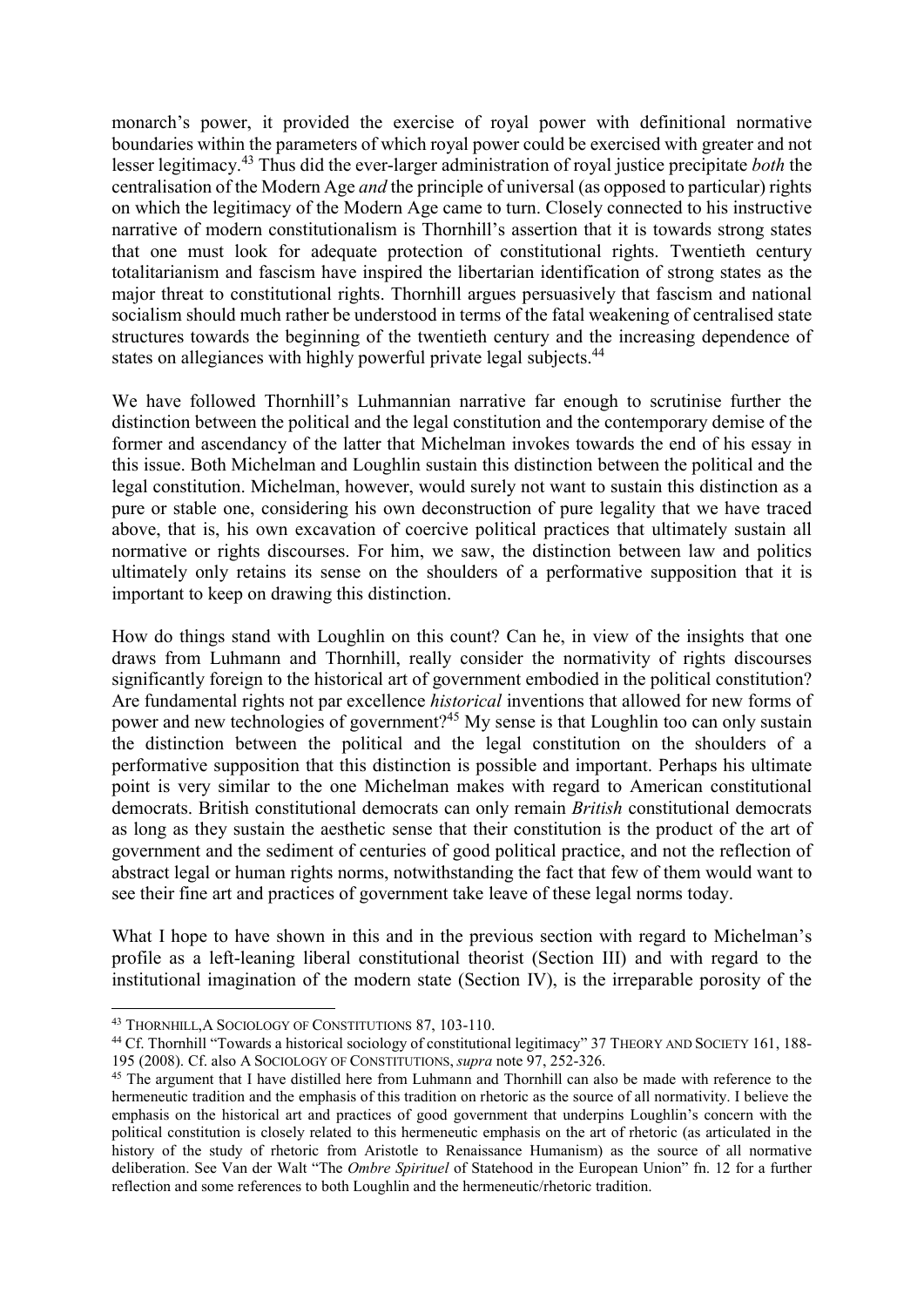monarch's power, it provided the exercise of royal power with definitional normative boundaries within the parameters of which royal power could be exercised with greater and not lesser legitimacy.[43] Thus did the ever-larger administration of royal justice precipitate *both* the centralisation of the Modern Age *and* the principle of universal (as opposed to particular) rights on which the legitimacy of the Modern Age came to turn. Closely connected to his instructive narrative of modern constitutionalism is Thornhill's assertion that it is towards strong states that one must look for adequate protection of constitutional rights. Twentieth century totalitarianism and fascism have inspired the libertarian identification of strong states as the major threat to constitutional rights. Thornhill argues persuasively that fascism and national socialism should much rather be understood in terms of the fatal weakening of centralised state structures towards the beginning of the twentieth century and the increasing dependence of states on allegiances with highly powerful private legal subjects.[44]

We have followed Thornhill's Luhmannian narrative far enough to scrutinise further the distinction between the political and the legal constitution and the contemporary demise of the former and ascendancy of the latter that Michelman invokes towards the end of his essay in this issue. Both Michelman and Loughlin sustain this distinction between the political and the legal constitution. Michelman, however, would surely not want to sustain this distinction as a pure or stable one, considering his own deconstruction of pure legality that we have traced above, that is, his own excavation of coercive political practices that ultimately sustain all normative or rights discourses. For him, we saw, the distinction between law and politics ultimately only retains its sense on the shoulders of a performative supposition that it is important to keep on drawing this distinction.

How do things stand with Loughlin on this count? Can he, in view of the insights that one draws from Luhmann and Thornhill, really consider the normativity of rights discourses significantly foreign to the historical art of government embodied in the political constitution? Are fundamental rights not par excellence *historical* inventions that allowed for new forms of power and new technologies of government?[45] My sense is that Loughlin too can only sustain the distinction between the political and the legal constitution on the shoulders of a performative supposition that this distinction is possible and important. Perhaps his ultimate point is very similar to the one Michelman makes with regard to American constitutional democrats. British constitutional democrats can only remain *British* constitutional democrats as long as they sustain the aesthetic sense that their constitution is the product of the art of government and the sediment of centuries of good political practice, and not the reflection of abstract legal or human rights norms, notwithstanding the fact that few of them would want to see their fine art and practices of government take leave of these legal norms today.

What I hope to have shown in this and in the previous section with regard to Michelman's profile as a left-leaning liberal constitutional theorist (Section III) and with regard to the institutional imagination of the modern state (Section IV), is the irreparable porosity of the

---

[43] THORNHILL, A SOCIOLOGY OF CONSTITUTIONS 87, 103-110.

[44] Cf. Thornhill "Towards a historical sociology of constitutional legitimacy" 37 THEORY AND SOCIETY 161, 188-195 (2008). Cf. also A SOCIOLOGY OF CONSTITUTIONS, *supra* note 97, 252-326.

[45] The argument that I have distilled here from Luhmann and Thornhill can also be made with reference to the hermeneutic tradition and the emphasis of this tradition on rhetoric as the source of all normativity. I believe the emphasis on the historical art and practices of good government that underpins Loughlin's concern with the political constitution is closely related to this hermeneutic emphasis on the art of rhetoric (as articulated in the history of the study of rhetoric from Aristotle to Renaissance Humanism) as the source of all normative deliberation. See Van der Walt "The *Ombre Spirituel* of Statehood in the European Union" fn. 12 for a further reflection and some references to both Loughlin and the hermeneutic/rhetoric tradition.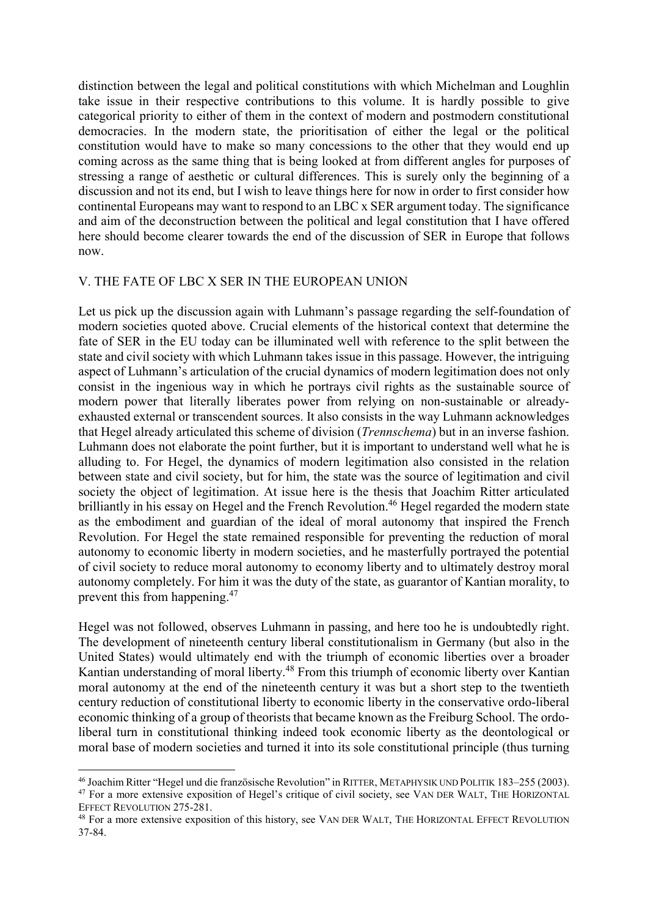distinction between the legal and political constitutions with which Michelman and Loughlin take issue in their respective contributions to this volume. It is hardly possible to give categorical priority to either of them in the context of modern and postmodern constitutional democracies. In the modern state, the prioritisation of either the legal or the political constitution would have to make so many concessions to the other that they would end up coming across as the same thing that is being looked at from different angles for purposes of stressing a range of aesthetic or cultural differences. This is surely only the beginning of a discussion and not its end, but I wish to leave things here for now in order to first consider how continental Europeans may want to respond to an LBC x SER argument today. The significance and aim of the deconstruction between the political and legal constitution that I have offered here should become clearer towards the end of the discussion of SER in Europe that follows now.

## V. THE FATE OF LBC X SER IN THE EUROPEAN UNION

Let us pick up the discussion again with Luhmann's passage regarding the self-foundation of modern societies quoted above. Crucial elements of the historical context that determine the fate of SER in the EU today can be illuminated well with reference to the split between the state and civil society with which Luhmann takes issue in this passage. However, the intriguing aspect of Luhmann's articulation of the crucial dynamics of modern legitimation does not only consist in the ingenious way in which he portrays civil rights as the sustainable source of modern power that literally liberates power from relying on non-sustainable or already-exhausted external or transcendent sources. It also consists in the way Luhmann acknowledges that Hegel already articulated this scheme of division (*Trennschema*) but in an inverse fashion. Luhmann does not elaborate the point further, but it is important to understand well what he is alluding to. For Hegel, the dynamics of modern legitimation also consisted in the relation between state and civil society, but for him, the state was the source of legitimation and civil society the object of legitimation. At issue here is the thesis that Joachim Ritter articulated brilliantly in his essay on Hegel and the French Revolution.[46] Hegel regarded the modern state as the embodiment and guardian of the ideal of moral autonomy that inspired the French Revolution. For Hegel the state remained responsible for preventing the reduction of moral autonomy to economic liberty in modern societies, and he masterfully portrayed the potential of civil society to reduce moral autonomy to economy liberty and to ultimately destroy moral autonomy completely. For him it was the duty of the state, as guarantor of Kantian morality, to prevent this from happening.[47]

Hegel was not followed, observes Luhmann in passing, and here too he is undoubtedly right. The development of nineteenth century liberal constitutionalism in Germany (but also in the United States) would ultimately end with the triumph of economic liberties over a broader Kantian understanding of moral liberty.[48] From this triumph of economic liberty over Kantian moral autonomy at the end of the nineteenth century it was but a short step to the twentieth century reduction of constitutional liberty to economic liberty in the conservative ordo-liberal economic thinking of a group of theorists that became known as the Freiburg School. The ordo-liberal turn in constitutional thinking indeed took economic liberty as the deontological or moral base of modern societies and turned it into its sole constitutional principle (thus turning

---

[46] Joachim Ritter "Hegel und die französische Revolution" in RITTER, METAPHYSIK UND POLITIK 183–255 (2003).

[47] For a more extensive exposition of Hegel's critique of civil society, see VAN DER WALT, THE HORIZONTAL EFFECT REVOLUTION 275-281.

[48] For a more extensive exposition of this history, see VAN DER WALT, THE HORIZONTAL EFFECT REVOLUTION 37-84.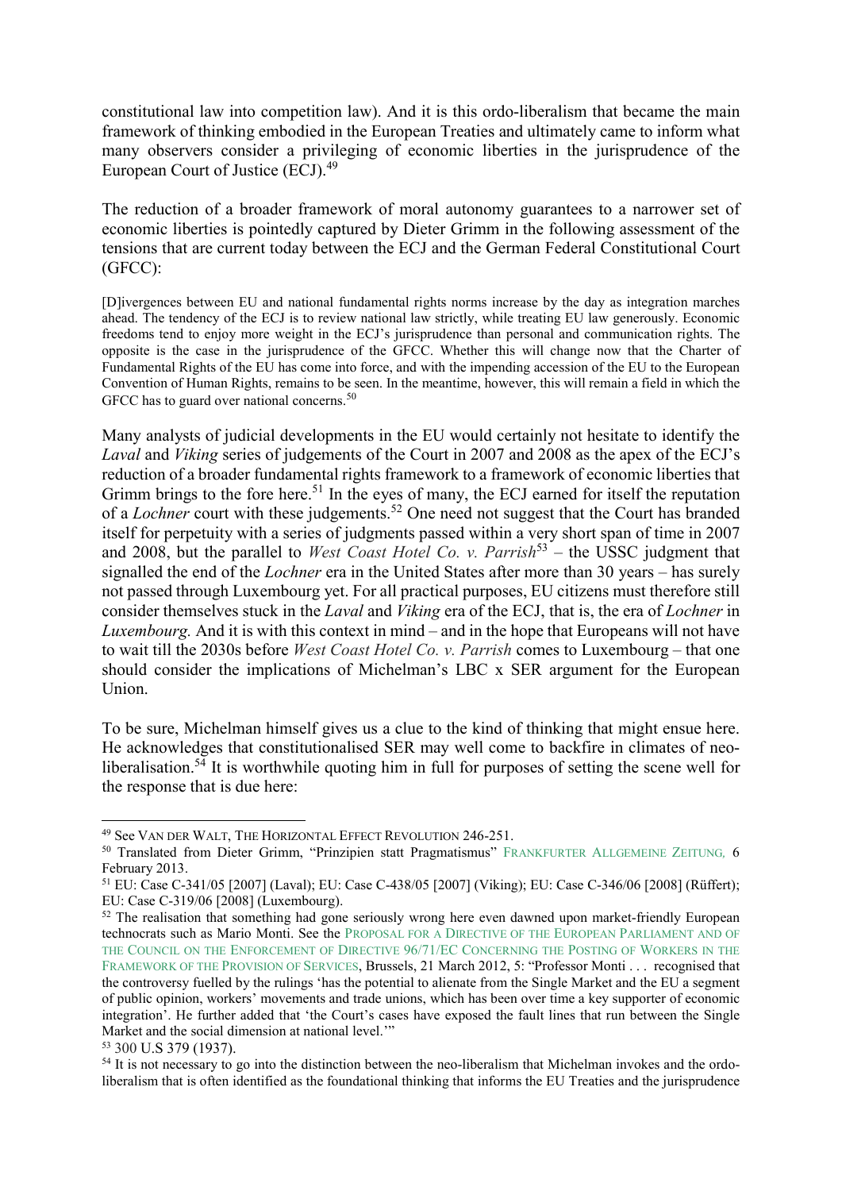constitutional law into competition law). And it is this ordo-liberalism that became the main framework of thinking embodied in the European Treaties and ultimately came to inform what many observers consider a privileging of economic liberties in the jurisprudence of the European Court of Justice (ECJ).[49]

The reduction of a broader framework of moral autonomy guarantees to a narrower set of economic liberties is pointedly captured by Dieter Grimm in the following assessment of the tensions that are current today between the ECJ and the German Federal Constitutional Court (GFCC):

> [D]ivergences between EU and national fundamental rights norms increase by the day as integration marches ahead. The tendency of the ECJ is to review national law strictly, while treating EU law generously. Economic freedoms tend to enjoy more weight in the ECJ's jurisprudence than personal and communication rights. The opposite is the case in the jurisprudence of the GFCC. Whether this will change now that the Charter of Fundamental Rights of the EU has come into force, and with the impending accession of the EU to the European Convention of Human Rights, remains to be seen. In the meantime, however, this will remain a field in which the GFCC has to guard over national concerns.[50]

Many analysts of judicial developments in the EU would certainly not hesitate to identify the *Laval* and *Viking* series of judgements of the Court in 2007 and 2008 as the apex of the ECJ's reduction of a broader fundamental rights framework to a framework of economic liberties that Grimm brings to the fore here.[51] In the eyes of many, the ECJ earned for itself the reputation of a *Lochner* court with these judgements.[52] One need not suggest that the Court has branded itself for perpetuity with a series of judgments passed within a very short span of time in 2007 and 2008, but the parallel to *West Coast Hotel Co. v. Parrish*[53] – the USSC judgment that signalled the end of the *Lochner* era in the United States after more than 30 years – has surely not passed through Luxembourg yet. For all practical purposes, EU citizens must therefore still consider themselves stuck in the *Laval* and *Viking* era of the ECJ, that is, the era of *Lochner* in *Luxembourg.* And it is with this context in mind – and in the hope that Europeans will not have to wait till the 2030s before *West Coast Hotel Co. v. Parrish* comes to Luxembourg – that one should consider the implications of Michelman's LBC x SER argument for the European Union.

To be sure, Michelman himself gives us a clue to the kind of thinking that might ensue here. He acknowledges that constitutionalised SER may well come to backfire in climates of neo-liberalisation.[54] It is worthwhile quoting him in full for purposes of setting the scene well for the response that is due here:

---

[49] See VAN DER WALT, THE HORIZONTAL EFFECT REVOLUTION 246-251.

[50] Translated from Dieter Grimm, "Prinzipien statt Pragmatismus" FRANKFURTER ALLGEMEINE ZEITUNG, 6 February 2013.

[51] EU: Case C-341/05 [2007] (Laval); EU: Case C-438/05 [2007] (Viking); EU: Case C-346/06 [2008] (Rüffert); EU: Case C-319/06 [2008] (Luxembourg).

[52] The realisation that something had gone seriously wrong here even dawned upon market-friendly European technocrats such as Mario Monti. See the PROPOSAL FOR A DIRECTIVE OF THE EUROPEAN PARLIAMENT AND OF THE COUNCIL ON THE ENFORCEMENT OF DIRECTIVE 96/71/EC CONCERNING THE POSTING OF WORKERS IN THE FRAMEWORK OF THE PROVISION OF SERVICES, Brussels, 21 March 2012, 5: "Professor Monti . . . recognised that the controversy fuelled by the rulings 'has the potential to alienate from the Single Market and the EU a segment of public opinion, workers' movements and trade unions, which has been over time a key supporter of economic integration'. He further added that 'the Court's cases have exposed the fault lines that run between the Single Market and the social dimension at national level.'"

[53] 300 U.S 379 (1937).

[54] It is not necessary to go into the distinction between the neo-liberalism that Michelman invokes and the ordo-liberalism that is often identified as the foundational thinking that informs the EU Treaties and the jurisprudence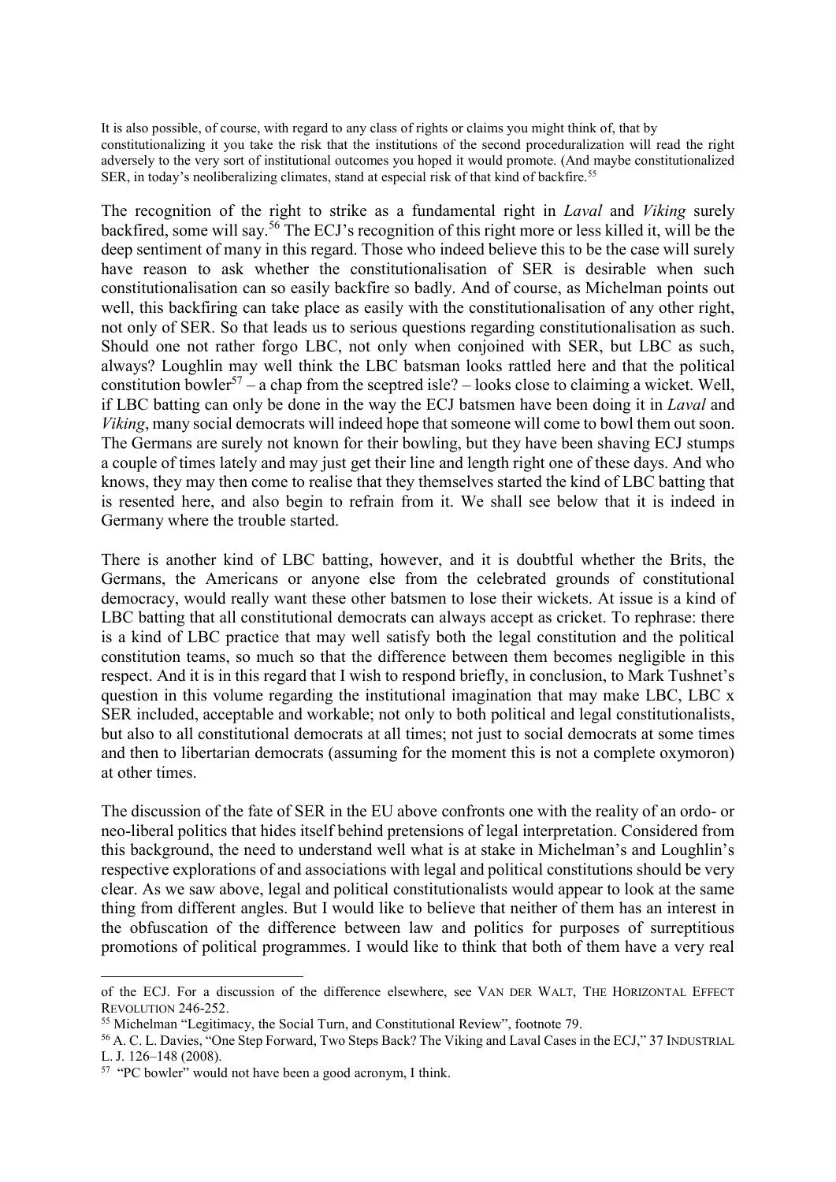It is also possible, of course, with regard to any class of rights or claims you might think of, that by constitutionalizing it you take the risk that the institutions of the second proceduralization will read the right adversely to the very sort of institutional outcomes you hoped it would promote. (And maybe constitutionalized SER, in today's neoliberalizing climates, stand at especial risk of that kind of backfire.[55]

The recognition of the right to strike as a fundamental right in *Laval* and *Viking* surely backfired, some will say.[56] The ECJ's recognition of this right more or less killed it, will be the deep sentiment of many in this regard. Those who indeed believe this to be the case will surely have reason to ask whether the constitutionalisation of SER is desirable when such constitutionalisation can so easily backfire so badly. And of course, as Michelman points out well, this backfiring can take place as easily with the constitutionalisation of any other right, not only of SER. So that leads us to serious questions regarding constitutionalisation as such. Should one not rather forgo LBC, not only when conjoined with SER, but LBC as such, always? Loughlin may well think the LBC batsman looks rattled here and that the political constitution bowler[57] – a chap from the sceptred isle? – looks close to claiming a wicket. Well, if LBC batting can only be done in the way the ECJ batsmen have been doing it in *Laval* and *Viking*, many social democrats will indeed hope that someone will come to bowl them out soon. The Germans are surely not known for their bowling, but they have been shaving ECJ stumps a couple of times lately and may just get their line and length right one of these days. And who knows, they may then come to realise that they themselves started the kind of LBC batting that is resented here, and also begin to refrain from it. We shall see below that it is indeed in Germany where the trouble started.

There is another kind of LBC batting, however, and it is doubtful whether the Brits, the Germans, the Americans or anyone else from the celebrated grounds of constitutional democracy, would really want these other batsmen to lose their wickets. At issue is a kind of LBC batting that all constitutional democrats can always accept as cricket. To rephrase: there is a kind of LBC practice that may well satisfy both the legal constitution and the political constitution teams, so much so that the difference between them becomes negligible in this respect. And it is in this regard that I wish to respond briefly, in conclusion, to Mark Tushnet's question in this volume regarding the institutional imagination that may make LBC, LBC x SER included, acceptable and workable; not only to both political and legal constitutionalists, but also to all constitutional democrats at all times; not just to social democrats at some times and then to libertarian democrats (assuming for the moment this is not a complete oxymoron) at other times.

The discussion of the fate of SER in the EU above confronts one with the reality of an ordo- or neo-liberal politics that hides itself behind pretensions of legal interpretation. Considered from this background, the need to understand well what is at stake in Michelman's and Loughlin's respective explorations of and associations with legal and political constitutions should be very clear. As we saw above, legal and political constitutionalists would appear to look at the same thing from different angles. But I would like to believe that neither of them has an interest in the obfuscation of the difference between law and politics for purposes of surreptitious promotions of political programmes. I would like to think that both of them have a very real

---

of the ECJ. For a discussion of the difference elsewhere, see VAN DER WALT, THE HORIZONTAL EFFECT REVOLUTION 246-252.

[55] Michelman "Legitimacy, the Social Turn, and Constitutional Review", footnote 79.

[56] A. C. L. Davies, "One Step Forward, Two Steps Back? The Viking and Laval Cases in the ECJ," 37 INDUSTRIAL L. J. 126–148 (2008).

[57] "PC bowler" would not have been a good acronym, I think.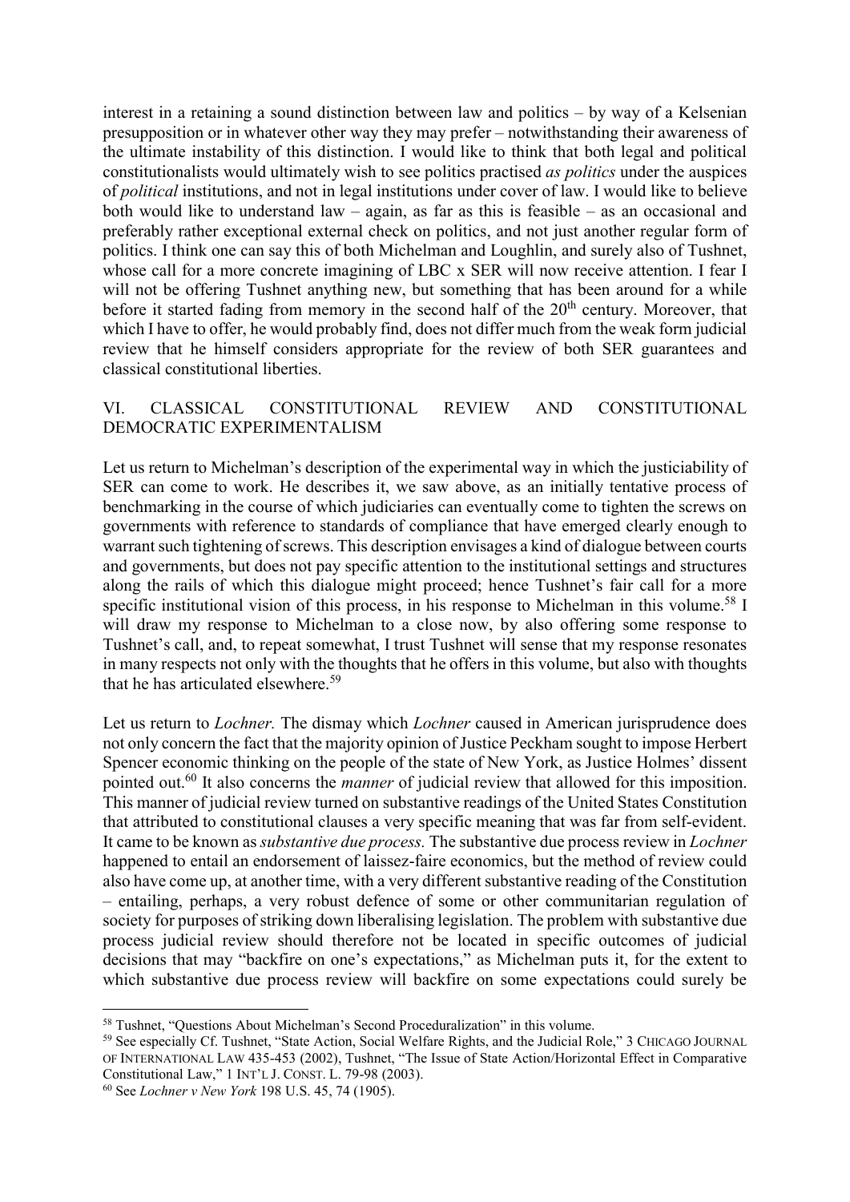interest in a retaining a sound distinction between law and politics – by way of a Kelsenian presupposition or in whatever other way they may prefer – notwithstanding their awareness of the ultimate instability of this distinction. I would like to think that both legal and political constitutionalists would ultimately wish to see politics practised *as politics* under the auspices of *political* institutions, and not in legal institutions under cover of law. I would like to believe both would like to understand law – again, as far as this is feasible – as an occasional and preferably rather exceptional external check on politics, and not just another regular form of politics. I think one can say this of both Michelman and Loughlin, and surely also of Tushnet, whose call for a more concrete imagining of LBC x SER will now receive attention. I fear I will not be offering Tushnet anything new, but something that has been around for a while before it started fading from memory in the second half of the 20th century. Moreover, that which I have to offer, he would probably find, does not differ much from the weak form judicial review that he himself considers appropriate for the review of both SER guarantees and classical constitutional liberties.

## VI. CLASSICAL CONSTITUTIONAL REVIEW AND CONSTITUTIONAL DEMOCRATIC EXPERIMENTALISM

Let us return to Michelman's description of the experimental way in which the justiciability of SER can come to work. He describes it, we saw above, as an initially tentative process of benchmarking in the course of which judiciaries can eventually come to tighten the screws on governments with reference to standards of compliance that have emerged clearly enough to warrant such tightening of screws. This description envisages a kind of dialogue between courts and governments, but does not pay specific attention to the institutional settings and structures along the rails of which this dialogue might proceed; hence Tushnet's fair call for a more specific institutional vision of this process, in his response to Michelman in this volume.[58] I will draw my response to Michelman to a close now, by also offering some response to Tushnet's call, and, to repeat somewhat, I trust Tushnet will sense that my response resonates in many respects not only with the thoughts that he offers in this volume, but also with thoughts that he has articulated elsewhere.[59]

Let us return to *Lochner.* The dismay which *Lochner* caused in American jurisprudence does not only concern the fact that the majority opinion of Justice Peckham sought to impose Herbert Spencer economic thinking on the people of the state of New York, as Justice Holmes' dissent pointed out.[60] It also concerns the *manner* of judicial review that allowed for this imposition. This manner of judicial review turned on substantive readings of the United States Constitution that attributed to constitutional clauses a very specific meaning that was far from self-evident. It came to be known as *substantive due process.* The substantive due process review in *Lochner* happened to entail an endorsement of laissez-faire economics, but the method of review could also have come up, at another time, with a very different substantive reading of the Constitution – entailing, perhaps, a very robust defence of some or other communitarian regulation of society for purposes of striking down liberalising legislation. The problem with substantive due process judicial review should therefore not be located in specific outcomes of judicial decisions that may "backfire on one's expectations," as Michelman puts it, for the extent to which substantive due process review will backfire on some expectations could surely be

---

[58] Tushnet, "Questions About Michelman's Second Proceduralization" in this volume.

[59] See especially Cf. Tushnet, "State Action, Social Welfare Rights, and the Judicial Role," 3 CHICAGO JOURNAL OF INTERNATIONAL LAW 435-453 (2002), Tushnet, "The Issue of State Action/Horizontal Effect in Comparative Constitutional Law," 1 INT'L J. CONST. L. 79-98 (2003).

[60] See *Lochner v New York* 198 U.S. 45, 74 (1905).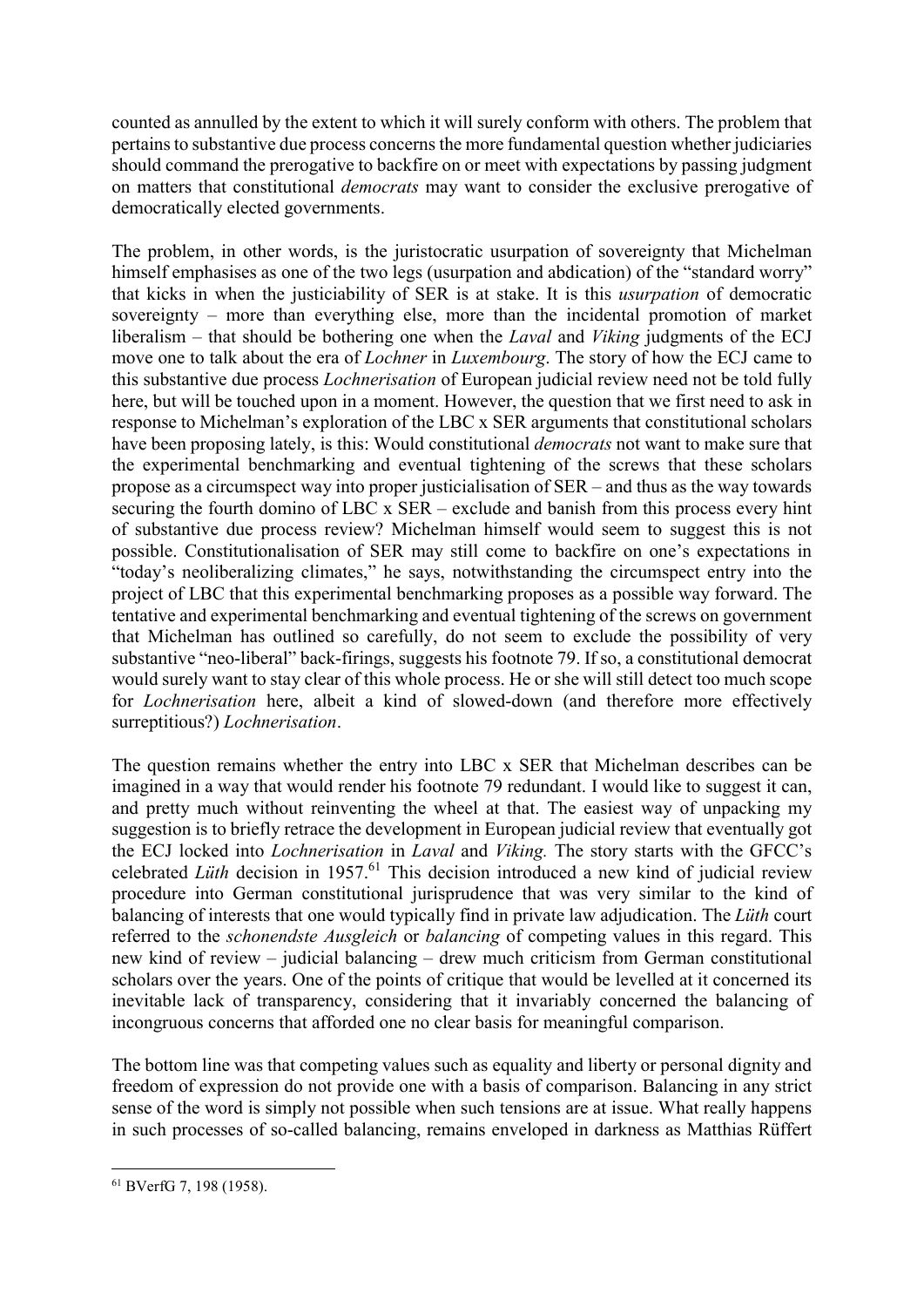counted as annulled by the extent to which it will surely conform with others. The problem that pertains to substantive due process concerns the more fundamental question whether judiciaries should command the prerogative to backfire on or meet with expectations by passing judgment on matters that constitutional *democrats* may want to consider the exclusive prerogative of democratically elected governments.

The problem, in other words, is the juristocratic usurpation of sovereignty that Michelman himself emphasises as one of the two legs (usurpation and abdication) of the "standard worry" that kicks in when the justiciability of SER is at stake. It is this *usurpation* of democratic sovereignty – more than everything else, more than the incidental promotion of market liberalism – that should be bothering one when the *Laval* and *Viking* judgments of the ECJ move one to talk about the era of *Lochner* in *Luxembourg*. The story of how the ECJ came to this substantive due process *Lochnerisation* of European judicial review need not be told fully here, but will be touched upon in a moment. However, the question that we first need to ask in response to Michelman's exploration of the LBC x SER arguments that constitutional scholars have been proposing lately, is this: Would constitutional *democrats* not want to make sure that the experimental benchmarking and eventual tightening of the screws that these scholars propose as a circumspect way into proper justicialisation of SER – and thus as the way towards securing the fourth domino of LBC x SER – exclude and banish from this process every hint of substantive due process review? Michelman himself would seem to suggest this is not possible. Constitutionalisation of SER may still come to backfire on one's expectations in "today's neoliberalizing climates," he says, notwithstanding the circumspect entry into the project of LBC that this experimental benchmarking proposes as a possible way forward. The tentative and experimental benchmarking and eventual tightening of the screws on government that Michelman has outlined so carefully, do not seem to exclude the possibility of very substantive "neo-liberal" back-firings, suggests his footnote 79. If so, a constitutional democrat would surely want to stay clear of this whole process. He or she will still detect too much scope for *Lochnerisation* here, albeit a kind of slowed-down (and therefore more effectively surreptitious?) *Lochnerisation*.

The question remains whether the entry into LBC x SER that Michelman describes can be imagined in a way that would render his footnote 79 redundant. I would like to suggest it can, and pretty much without reinventing the wheel at that. The easiest way of unpacking my suggestion is to briefly retrace the development in European judicial review that eventually got the ECJ locked into *Lochnerisation* in *Laval* and *Viking.* The story starts with the GFCC's celebrated *Lüth* decision in 1957.[61] This decision introduced a new kind of judicial review procedure into German constitutional jurisprudence that was very similar to the kind of balancing of interests that one would typically find in private law adjudication. The *Lüth* court referred to the *schonendste Ausgleich* or *balancing* of competing values in this regard. This new kind of review – judicial balancing – drew much criticism from German constitutional scholars over the years. One of the points of critique that would be levelled at it concerned its inevitable lack of transparency, considering that it invariably concerned the balancing of incongruous concerns that afforded one no clear basis for meaningful comparison.

The bottom line was that competing values such as equality and liberty or personal dignity and freedom of expression do not provide one with a basis of comparison. Balancing in any strict sense of the word is simply not possible when such tensions are at issue. What really happens in such processes of so-called balancing, remains enveloped in darkness as Matthias Rüffert

[61] BVerfG 7, 198 (1958).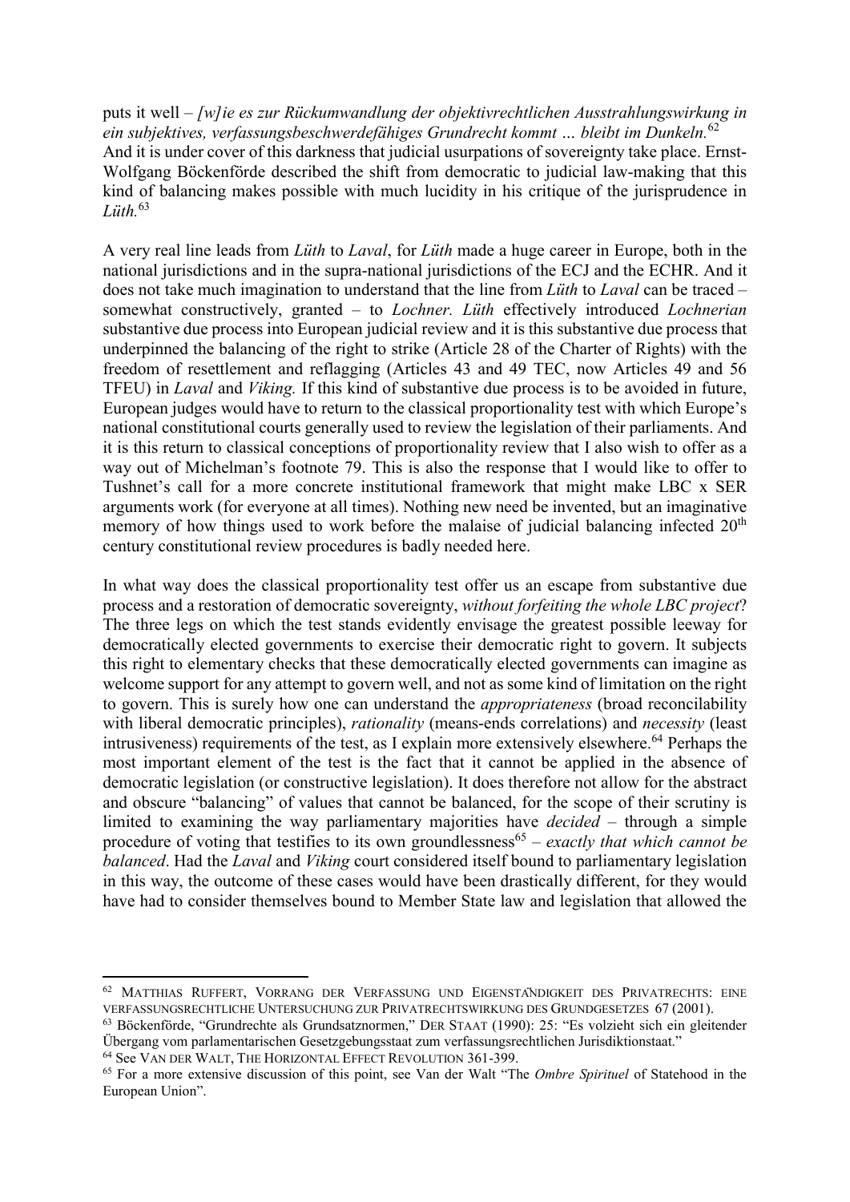puts it well – *[w]ie es zur Rückumwandlung der objektivrechtlichen Ausstrahlungswirkung in ein subjektives, verfassungsbeschwerdefähiges Grundrecht kommt … bleibt im Dunkeln.*[62] And it is under cover of this darkness that judicial usurpations of sovereignty take place. Ernst-Wolfgang Böckenförde described the shift from democratic to judicial law-making that this kind of balancing makes possible with much lucidity in his critique of the jurisprudence in *Lüth.*[63]

A very real line leads from *Lüth* to *Laval*, for *Lüth* made a huge career in Europe, both in the national jurisdictions and in the supra-national jurisdictions of the ECJ and the ECHR. And it does not take much imagination to understand that the line from *Lüth* to *Laval* can be traced – somewhat constructively, granted – to *Lochner. Lüth* effectively introduced *Lochnerian* substantive due process into European judicial review and it is this substantive due process that underpinned the balancing of the right to strike (Article 28 of the Charter of Rights) with the freedom of resettlement and reflagging (Articles 43 and 49 TEC, now Articles 49 and 56 TFEU) in *Laval* and *Viking.* If this kind of substantive due process is to be avoided in future, European judges would have to return to the classical proportionality test with which Europe's national constitutional courts generally used to review the legislation of their parliaments. And it is this return to classical conceptions of proportionality review that I also wish to offer as a way out of Michelman's footnote 79. This is also the response that I would like to offer to Tushnet's call for a more concrete institutional framework that might make LBC x SER arguments work (for everyone at all times). Nothing new need be invented, but an imaginative memory of how things used to work before the malaise of judicial balancing infected 20th century constitutional review procedures is badly needed here.

In what way does the classical proportionality test offer us an escape from substantive due process and a restoration of democratic sovereignty, *without forfeiting the whole LBC project*? The three legs on which the test stands evidently envisage the greatest possible leeway for democratically elected governments to exercise their democratic right to govern. It subjects this right to elementary checks that these democratically elected governments can imagine as welcome support for any attempt to govern well, and not as some kind of limitation on the right to govern. This is surely how one can understand the *appropriateness* (broad reconcilability with liberal democratic principles), *rationality* (means-ends correlations) and *necessity* (least intrusiveness) requirements of the test, as I explain more extensively elsewhere.[64] Perhaps the most important element of the test is the fact that it cannot be applied in the absence of democratic legislation (or constructive legislation). It does therefore not allow for the abstract and obscure "balancing" of values that cannot be balanced, for the scope of their scrutiny is limited to examining the way parliamentary majorities have *decided* – through a simple procedure of voting that testifies to its own groundlessness[65] – *exactly that which cannot be balanced*. Had the *Laval* and *Viking* court considered itself bound to parliamentary legislation in this way, the outcome of these cases would have been drastically different, for they would have had to consider themselves bound to Member State law and legislation that allowed the

---

[62] MATTHIAS RUFFERT, VORRANG DER VERFASSUNG UND EIGENSTÄNDIGKEIT DES PRIVATRECHTS: EINE VERFASSUNGSRECHTLICHE UNTERSUCHUNG ZUR PRIVATRECHTSWIRKUNG DES GRUNDGESETZES 67 (2001).

[63] Böckenförde, "Grundrechte als Grundsatznormen," DER STAAT (1990): 25: "Es volzieht sich ein gleitender Übergang vom parlamentarischen Gesetzgebungsstaat zum verfassungsrechtlichen Jurisdiktionstaat."

[64] See VAN DER WALT, THE HORIZONTAL EFFECT REVOLUTION 361-399.

[65] For a more extensive discussion of this point, see Van der Walt "The *Ombre Spirituel* of Statehood in the European Union".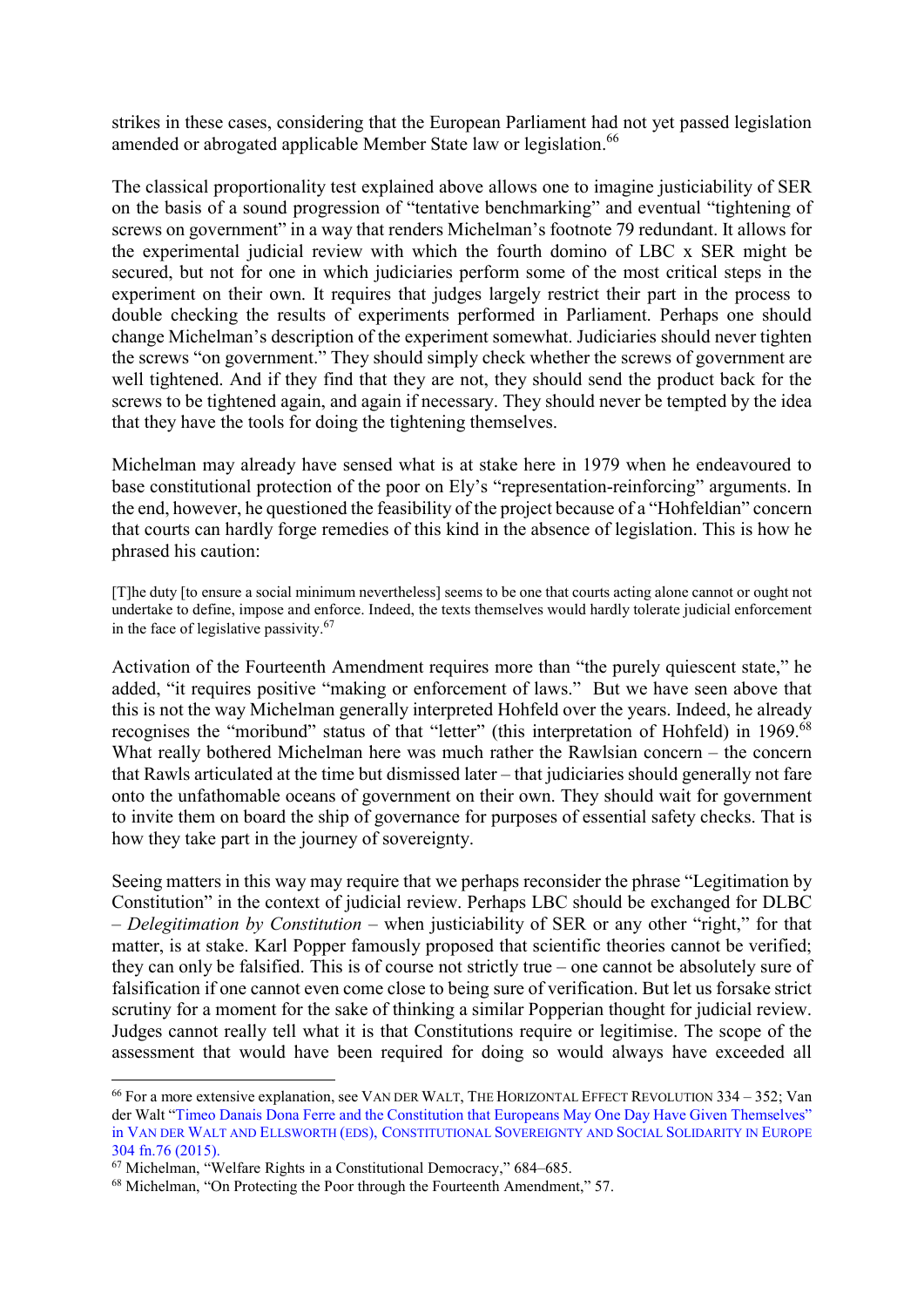strikes in these cases, considering that the European Parliament had not yet passed legislation amended or abrogated applicable Member State law or legislation.[66]

The classical proportionality test explained above allows one to imagine justiciability of SER on the basis of a sound progression of "tentative benchmarking" and eventual "tightening of screws on government" in a way that renders Michelman's footnote 79 redundant. It allows for the experimental judicial review with which the fourth domino of LBC x SER might be secured, but not for one in which judiciaries perform some of the most critical steps in the experiment on their own. It requires that judges largely restrict their part in the process to double checking the results of experiments performed in Parliament. Perhaps one should change Michelman's description of the experiment somewhat. Judiciaries should never tighten the screws "on government." They should simply check whether the screws of government are well tightened. And if they find that they are not, they should send the product back for the screws to be tightened again, and again if necessary. They should never be tempted by the idea that they have the tools for doing the tightening themselves.

Michelman may already have sensed what is at stake here in 1979 when he endeavoured to base constitutional protection of the poor on Ely's "representation-reinforcing" arguments. In the end, however, he questioned the feasibility of the project because of a "Hohfeldian" concern that courts can hardly forge remedies of this kind in the absence of legislation. This is how he phrased his caution:

> [T]he duty [to ensure a social minimum nevertheless] seems to be one that courts acting alone cannot or ought not undertake to define, impose and enforce. Indeed, the texts themselves would hardly tolerate judicial enforcement in the face of legislative passivity.[67]

Activation of the Fourteenth Amendment requires more than "the purely quiescent state," he added, "it requires positive "making or enforcement of laws." But we have seen above that this is not the way Michelman generally interpreted Hohfeld over the years. Indeed, he already recognises the "moribund" status of that "letter" (this interpretation of Hohfeld) in 1969.[68] What really bothered Michelman here was much rather the Rawlsian concern – the concern that Rawls articulated at the time but dismissed later – that judiciaries should generally not fare onto the unfathomable oceans of government on their own. They should wait for government to invite them on board the ship of governance for purposes of essential safety checks. That is how they take part in the journey of sovereignty.

Seeing matters in this way may require that we perhaps reconsider the phrase "Legitimation by Constitution" in the context of judicial review. Perhaps LBC should be exchanged for DLBC – *Delegitimation by Constitution* – when justiciability of SER or any other "right," for that matter, is at stake. Karl Popper famously proposed that scientific theories cannot be verified; they can only be falsified. This is of course not strictly true – one cannot be absolutely sure of falsification if one cannot even come close to being sure of verification. But let us forsake strict scrutiny for a moment for the sake of thinking a similar Popperian thought for judicial review. Judges cannot really tell what it is that Constitutions require or legitimise. The scope of the assessment that would have been required for doing so would always have exceeded all

---

[66] For a more extensive explanation, see VAN DER WALT, THE HORIZONTAL EFFECT REVOLUTION 334 – 352; Van der Walt "Timeo Danais Dona Ferre and the Constitution that Europeans May One Day Have Given Themselves" in VAN DER WALT AND ELLSWORTH (EDS), CONSTITUTIONAL SOVEREIGNTY AND SOCIAL SOLIDARITY IN EUROPE 304 fn.76 (2015).

[67] Michelman, "Welfare Rights in a Constitutional Democracy," 684–685.

[68] Michelman, "On Protecting the Poor through the Fourteenth Amendment," 57.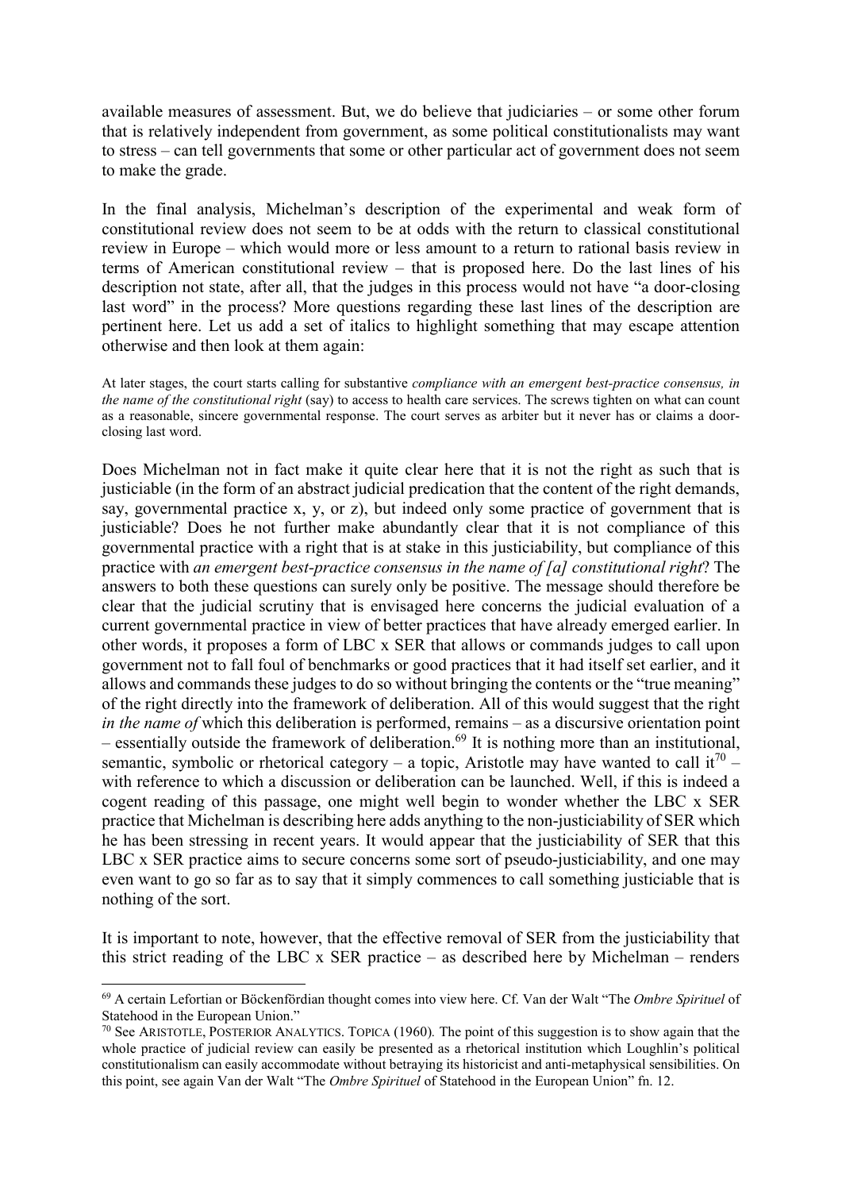available measures of assessment. But, we do believe that judiciaries – or some other forum that is relatively independent from government, as some political constitutionalists may want to stress – can tell governments that some or other particular act of government does not seem to make the grade.

In the final analysis, Michelman's description of the experimental and weak form of constitutional review does not seem to be at odds with the return to classical constitutional review in Europe – which would more or less amount to a return to rational basis review in terms of American constitutional review – that is proposed here. Do the last lines of his description not state, after all, that the judges in this process would not have "a door-closing last word" in the process? More questions regarding these last lines of the description are pertinent here. Let us add a set of italics to highlight something that may escape attention otherwise and then look at them again:

> At later stages, the court starts calling for substantive *compliance with an emergent best-practice consensus, in the name of the constitutional right* (say) to access to health care services. The screws tighten on what can count as a reasonable, sincere governmental response. The court serves as arbiter but it never has or claims a door-closing last word.

Does Michelman not in fact make it quite clear here that it is not the right as such that is justiciable (in the form of an abstract judicial predication that the content of the right demands, say, governmental practice x, y, or z), but indeed only some practice of government that is justiciable? Does he not further make abundantly clear that it is not compliance of this governmental practice with a right that is at stake in this justiciability, but compliance of this practice with *an emergent best-practice consensus in the name of [a] constitutional right*? The answers to both these questions can surely only be positive. The message should therefore be clear that the judicial scrutiny that is envisaged here concerns the judicial evaluation of a current governmental practice in view of better practices that have already emerged earlier. In other words, it proposes a form of LBC x SER that allows or commands judges to call upon government not to fall foul of benchmarks or good practices that it had itself set earlier, and it allows and commands these judges to do so without bringing the contents or the "true meaning" of the right directly into the framework of deliberation. All of this would suggest that the right *in the name of* which this deliberation is performed, remains – as a discursive orientation point – essentially outside the framework of deliberation.[69] It is nothing more than an institutional, semantic, symbolic or rhetorical category – a topic, Aristotle may have wanted to call it[70] – with reference to which a discussion or deliberation can be launched. Well, if this is indeed a cogent reading of this passage, one might well begin to wonder whether the LBC x SER practice that Michelman is describing here adds anything to the non-justiciability of SER which he has been stressing in recent years. It would appear that the justiciability of SER that this LBC x SER practice aims to secure concerns some sort of pseudo-justiciability, and one may even want to go so far as to say that it simply commences to call something justiciable that is nothing of the sort.

It is important to note, however, that the effective removal of SER from the justiciability that this strict reading of the LBC x SER practice – as described here by Michelman – renders

---

[69] A certain Lefortian or Böckenfördian thought comes into view here. Cf. Van der Walt "The *Ombre Spirituel* of Statehood in the European Union."

[70] See ARISTOTLE, POSTERIOR ANALYTICS. TOPICA (1960). The point of this suggestion is to show again that the whole practice of judicial review can easily be presented as a rhetorical institution which Loughlin's political constitutionalism can easily accommodate without betraying its historicist and anti-metaphysical sensibilities. On this point, see again Van der Walt "The *Ombre Spirituel* of Statehood in the European Union" fn. 12.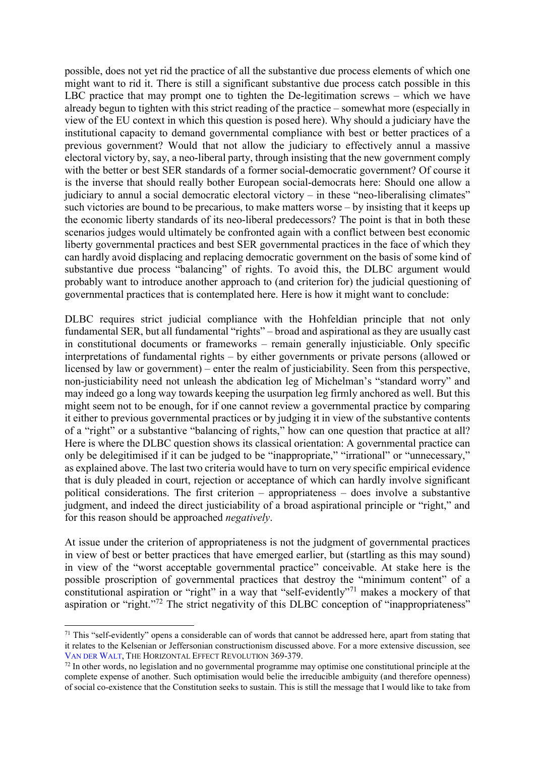possible, does not yet rid the practice of all the substantive due process elements of which one might want to rid it. There is still a significant substantive due process catch possible in this LBC practice that may prompt one to tighten the De-legitimation screws – which we have already begun to tighten with this strict reading of the practice – somewhat more (especially in view of the EU context in which this question is posed here). Why should a judiciary have the institutional capacity to demand governmental compliance with best or better practices of a previous government? Would that not allow the judiciary to effectively annul a massive electoral victory by, say, a neo-liberal party, through insisting that the new government comply with the better or best SER standards of a former social-democratic government? Of course it is the inverse that should really bother European social-democrats here: Should one allow a judiciary to annul a social democratic electoral victory – in these "neo-liberalising climates" such victories are bound to be precarious, to make matters worse – by insisting that it keeps up the economic liberty standards of its neo-liberal predecessors? The point is that in both these scenarios judges would ultimately be confronted again with a conflict between best economic liberty governmental practices and best SER governmental practices in the face of which they can hardly avoid displacing and replacing democratic government on the basis of some kind of substantive due process "balancing" of rights. To avoid this, the DLBC argument would probably want to introduce another approach to (and criterion for) the judicial questioning of governmental practices that is contemplated here. Here is how it might want to conclude:

DLBC requires strict judicial compliance with the Hohfeldian principle that not only fundamental SER, but all fundamental "rights" – broad and aspirational as they are usually cast in constitutional documents or frameworks – remain generally injusticiable. Only specific interpretations of fundamental rights – by either governments or private persons (allowed or licensed by law or government) – enter the realm of justiciability. Seen from this perspective, non-justiciability need not unleash the abdication leg of Michelman's "standard worry" and may indeed go a long way towards keeping the usurpation leg firmly anchored as well. But this might seem not to be enough, for if one cannot review a governmental practice by comparing it either to previous governmental practices or by judging it in view of the substantive contents of a "right" or a substantive "balancing of rights," how can one question that practice at all? Here is where the DLBC question shows its classical orientation: A governmental practice can only be delegitimised if it can be judged to be "inappropriate," "irrational" or "unnecessary," as explained above. The last two criteria would have to turn on very specific empirical evidence that is duly pleaded in court, rejection or acceptance of which can hardly involve significant political considerations. The first criterion – appropriateness – does involve a substantive judgment, and indeed the direct justiciability of a broad aspirational principle or "right," and for this reason should be approached *negatively*.

At issue under the criterion of appropriateness is not the judgment of governmental practices in view of best or better practices that have emerged earlier, but (startling as this may sound) in view of the "worst acceptable governmental practice" conceivable. At stake here is the possible proscription of governmental practices that destroy the "minimum content" of a constitutional aspiration or "right" in a way that "self-evidently"[71] makes a mockery of that aspiration or "right."[72] The strict negativity of this DLBC conception of "inappropriateness"

---

[71] This "self-evidently" opens a considerable can of words that cannot be addressed here, apart from stating that it relates to the Kelsenian or Jeffersonian constructionism discussed above. For a more extensive discussion, see VAN DER WALT, THE HORIZONTAL EFFECT REVOLUTION 369-379.

[72] In other words, no legislation and no governmental programme may optimise one constitutional principle at the complete expense of another. Such optimisation would belie the irreducible ambiguity (and therefore openness) of social co-existence that the Constitution seeks to sustain. This is still the message that I would like to take from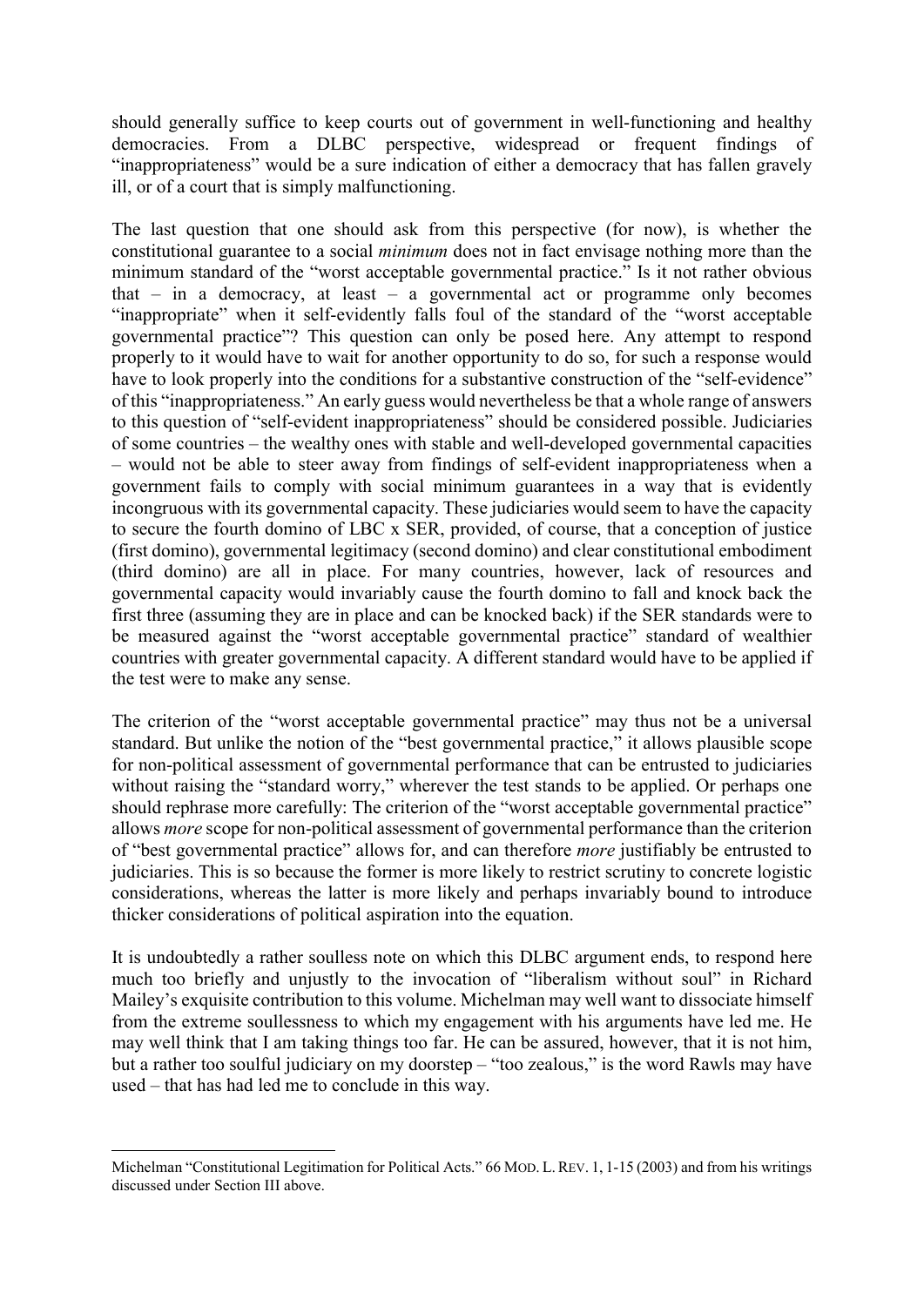should generally suffice to keep courts out of government in well-functioning and healthy democracies. From a DLBC perspective, widespread or frequent findings of "inappropriateness" would be a sure indication of either a democracy that has fallen gravely ill, or of a court that is simply malfunctioning.

The last question that one should ask from this perspective (for now), is whether the constitutional guarantee to a social *minimum* does not in fact envisage nothing more than the minimum standard of the "worst acceptable governmental practice." Is it not rather obvious that – in a democracy, at least – a governmental act or programme only becomes "inappropriate" when it self-evidently falls foul of the standard of the "worst acceptable governmental practice"? This question can only be posed here. Any attempt to respond properly to it would have to wait for another opportunity to do so, for such a response would have to look properly into the conditions for a substantive construction of the "self-evidence" of this "inappropriateness." An early guess would nevertheless be that a whole range of answers to this question of "self-evident inappropriateness" should be considered possible. Judiciaries of some countries – the wealthy ones with stable and well-developed governmental capacities – would not be able to steer away from findings of self-evident inappropriateness when a government fails to comply with social minimum guarantees in a way that is evidently incongruous with its governmental capacity. These judiciaries would seem to have the capacity to secure the fourth domino of LBC x SER, provided, of course, that a conception of justice (first domino), governmental legitimacy (second domino) and clear constitutional embodiment (third domino) are all in place. For many countries, however, lack of resources and governmental capacity would invariably cause the fourth domino to fall and knock back the first three (assuming they are in place and can be knocked back) if the SER standards were to be measured against the "worst acceptable governmental practice" standard of wealthier countries with greater governmental capacity. A different standard would have to be applied if the test were to make any sense.

The criterion of the "worst acceptable governmental practice" may thus not be a universal standard. But unlike the notion of the "best governmental practice," it allows plausible scope for non-political assessment of governmental performance that can be entrusted to judiciaries without raising the "standard worry," wherever the test stands to be applied. Or perhaps one should rephrase more carefully: The criterion of the "worst acceptable governmental practice" allows *more* scope for non-political assessment of governmental performance than the criterion of "best governmental practice" allows for, and can therefore *more* justifiably be entrusted to judiciaries. This is so because the former is more likely to restrict scrutiny to concrete logistic considerations, whereas the latter is more likely and perhaps invariably bound to introduce thicker considerations of political aspiration into the equation.

It is undoubtedly a rather soulless note on which this DLBC argument ends, to respond here much too briefly and unjustly to the invocation of "liberalism without soul" in Richard Mailey's exquisite contribution to this volume. Michelman may well want to dissociate himself from the extreme soullessness to which my engagement with his arguments have led me. He may well think that I am taking things too far. He can be assured, however, that it is not him, but a rather too soulful judiciary on my doorstep – "too zealous," is the word Rawls may have used – that has had led me to conclude in this way.

---

Michelman "Constitutional Legitimation for Political Acts." 66 MOD. L. REV. 1, 1-15 (2003) and from his writings discussed under Section III above.